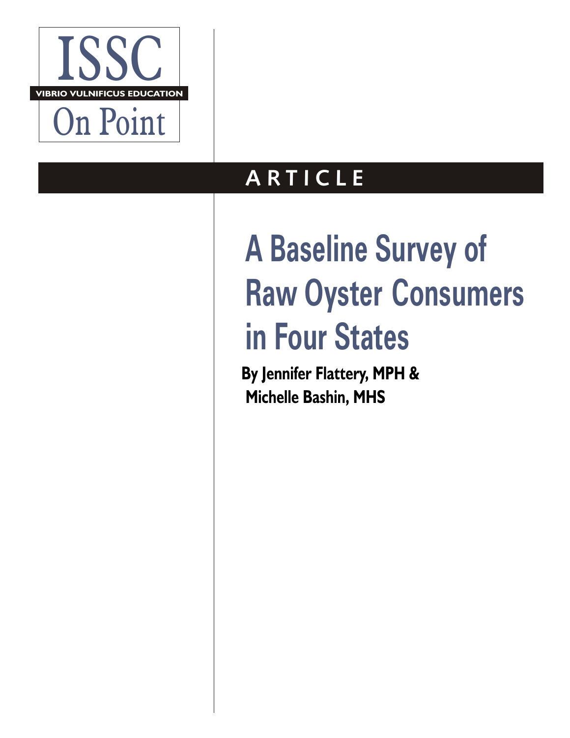ISSC

VIBRIO VULNIFICUS EDUCATION

On Point

**ARTICLE**

# A Baseline Survey of Raw Oyster Consumers in Four States

**By Jennifer Flattery, MPH & Michelle Bashin, MHS**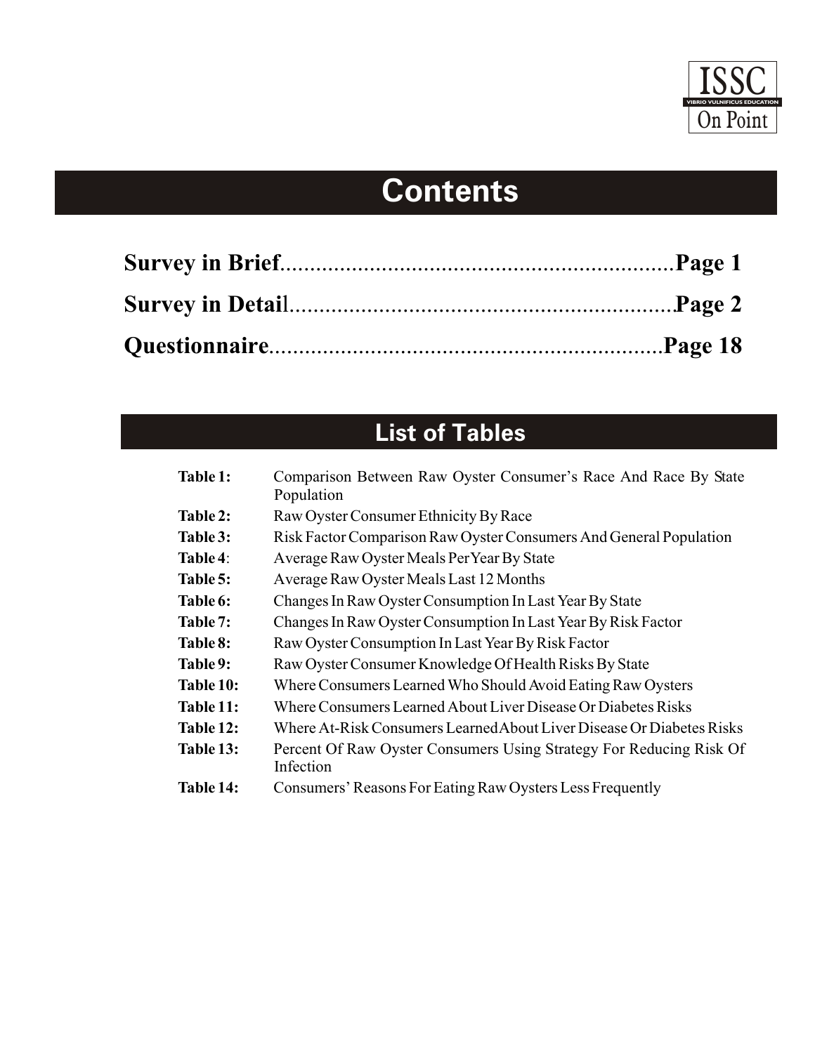ISSC
VIBRIO VULNIFICUS EDUCATION
On Point

# Contents

**Survey in Brief**..................................................................**Page 1**

**Survey in Detail**..................................................................**Page 2**

**Questionnaire**..................................................................**Page 18**

## List of Tables

| | |
|---|---|
| **Table 1:** | Comparison Between Raw Oyster Consumer's Race And Race By State Population |
| **Table 2:** | Raw Oyster Consumer Ethnicity By Race |
| **Table 3:** | Risk Factor Comparison Raw Oyster Consumers And General Population |
| **Table 4:** | Average Raw Oyster Meals Per Year By State |
| **Table 5:** | Average Raw Oyster Meals Last 12 Months |
| **Table 6:** | Changes In Raw Oyster Consumption In Last Year By State |
| **Table 7:** | Changes In Raw Oyster Consumption In Last Year By Risk Factor |
| **Table 8:** | Raw Oyster Consumption In Last Year By Risk Factor |
| **Table 9:** | Raw Oyster Consumer Knowledge Of Health Risks By State |
| **Table 10:** | Where Consumers Learned Who Should Avoid Eating Raw Oysters |
| **Table 11:** | Where Consumers Learned About Liver Disease Or Diabetes Risks |
| **Table 12:** | Where At-Risk Consumers Learned About Liver Disease Or Diabetes Risks |
| **Table 13:** | Percent Of Raw Oyster Consumers Using Strategy For Reducing Risk Of Infection |
| **Table 14:** | Consumers' Reasons For Eating Raw Oysters Less Frequently |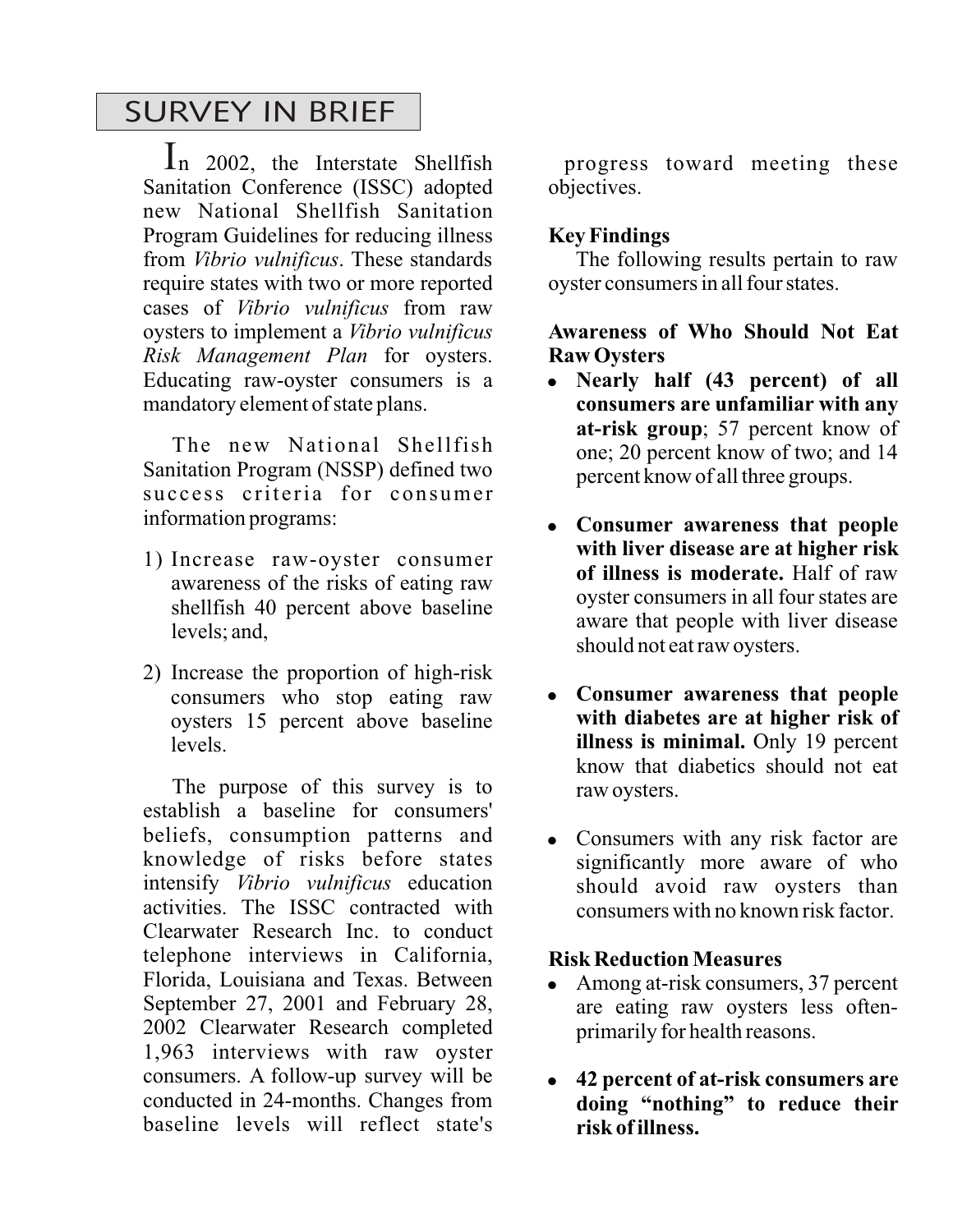# SURVEY IN BRIEF

In 2002, the Interstate Shellfish Sanitation Conference (ISSC) adopted new National Shellfish Sanitation Program Guidelines for reducing illness from *Vibrio vulnificus*. These standards require states with two or more reported cases of *Vibrio vulnificus* from raw oysters to implement a *Vibrio vulnificus Risk Management Plan* for oysters. Educating raw-oyster consumers is a mandatory element of state plans.

The new National Shellfish Sanitation Program (NSSP) defined two success criteria for consumer information programs:

1) Increase raw-oyster consumer awareness of the risks of eating raw shellfish 40 percent above baseline levels; and,
2) Increase the proportion of high-risk consumers who stop eating raw oysters 15 percent above baseline levels.

The purpose of this survey is to establish a baseline for consumers' beliefs, consumption patterns and knowledge of risks before states intensify *Vibrio vulnificus* education activities. The ISSC contracted with Clearwater Research Inc. to conduct telephone interviews in California, Florida, Louisiana and Texas. Between September 27, 2001 and February 28, 2002 Clearwater Research completed 1,963 interviews with raw oyster consumers. A follow-up survey will be conducted in 24-months. Changes from baseline levels will reflect state's progress toward meeting these objectives.

### Key Findings

The following results pertain to raw oyster consumers in all four states.

### Awareness of Who Should Not Eat Raw Oysters

- **Nearly half (43 percent) of all consumers are unfamiliar with any at-risk group**; 57 percent know of one; 20 percent know of two; and 14 percent know of all three groups.
- **Consumer awareness that people with liver disease are at higher risk of illness is moderate.** Half of raw oyster consumers in all four states are aware that people with liver disease should not eat raw oysters.
- **Consumer awareness that people with diabetes are at higher risk of illness is minimal.** Only 19 percent know that diabetics should not eat raw oysters.
- Consumers with any risk factor are significantly more aware of who should avoid raw oysters than consumers with no known risk factor.

### Risk Reduction Measures

- Among at-risk consumers, 37 percent are eating raw oysters less often-primarily for health reasons.
- **42 percent of at-risk consumers are doing "nothing" to reduce their risk of illness.**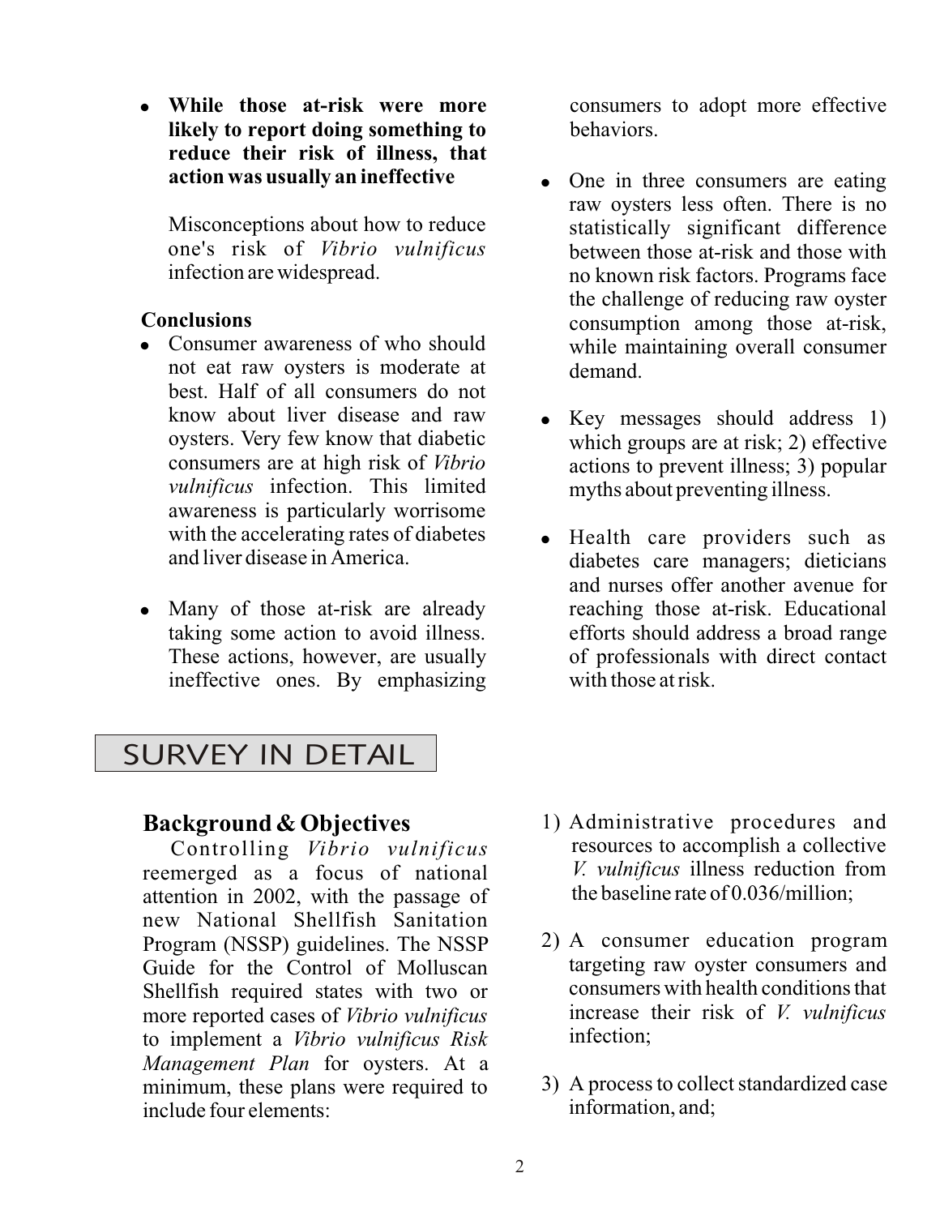- **While those at-risk were more likely to report doing something to reduce their risk of illness, that action was usually an ineffective**

  Misconceptions about how to reduce one's risk of *Vibrio vulnificus* infection are widespread.

### Conclusions

- Consumer awareness of who should not eat raw oysters is moderate at best. Half of all consumers do not know about liver disease and raw oysters. Very few know that diabetic consumers are at high risk of *Vibrio vulnificus* infection. This limited awareness is particularly worrisome with the accelerating rates of diabetes and liver disease in America.

- Many of those at-risk are already taking some action to avoid illness. These actions, however, are usually ineffective ones. By emphasizing consumers to adopt more effective behaviors.

- One in three consumers are eating raw oysters less often. There is no statistically significant difference between those at-risk and those with no known risk factors. Programs face the challenge of reducing raw oyster consumption among those at-risk, while maintaining overall consumer demand.

- Key messages should address 1) which groups are at risk; 2) effective actions to prevent illness; 3) popular myths about preventing illness.

- Health care providers such as diabetes care managers; dieticians and nurses offer another avenue for reaching those at-risk. Educational efforts should address a broad range of professionals with direct contact with those at risk.

## SURVEY IN DETAIL

### Background & Objectives

Controlling *Vibrio vulnificus* reemerged as a focus of national attention in 2002, with the passage of new National Shellfish Sanitation Program (NSSP) guidelines. The NSSP Guide for the Control of Molluscan Shellfish required states with two or more reported cases of *Vibrio vulnificus* to implement a *Vibrio vulnificus Risk Management Plan* for oysters. At a minimum, these plans were required to include four elements:

1) Administrative procedures and resources to accomplish a collective *V. vulnificus* illness reduction from the baseline rate of 0.036/million;

2) A consumer education program targeting raw oyster consumers and consumers with health conditions that increase their risk of *V. vulnificus* infection;

3) A process to collect standardized case information, and;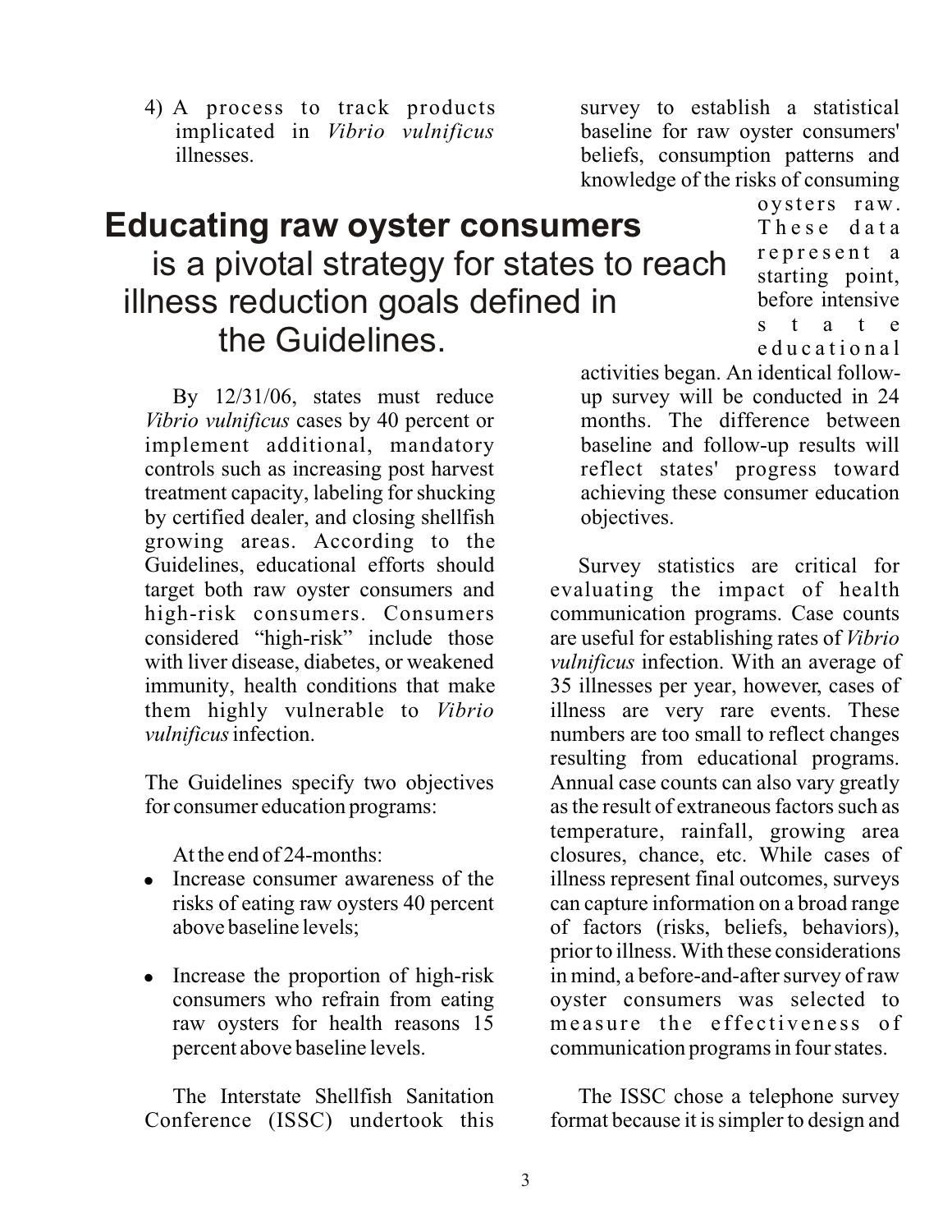4) A process to track products implicated in *Vibrio vulnificus* illnesses.

**Educating raw oyster consumers** is a pivotal strategy for states to reach illness reduction goals defined in the Guidelines.

By 12/31/06, states must reduce *Vibrio vulnificus* cases by 40 percent or implement additional, mandatory controls such as increasing post harvest treatment capacity, labeling for shucking by certified dealer, and closing shellfish growing areas. According to the Guidelines, educational efforts should target both raw oyster consumers and high-risk consumers. Consumers considered "high-risk" include those with liver disease, diabetes, or weakened immunity, health conditions that make them highly vulnerable to *Vibrio vulnificus* infection.

The Guidelines specify two objectives for consumer education programs:

At the end of 24-months:

- Increase consumer awareness of the risks of eating raw oysters 40 percent above baseline levels;
- Increase the proportion of high-risk consumers who refrain from eating raw oysters for health reasons 15 percent above baseline levels.

The Interstate Shellfish Sanitation Conference (ISSC) undertook this survey to establish a statistical baseline for raw oyster consumers' beliefs, consumption patterns and knowledge of the risks of consuming oysters raw. These data represent a starting point, before intensive state educational activities began. An identical follow-up survey will be conducted in 24 months. The difference between baseline and follow-up results will reflect states' progress toward achieving these consumer education objectives.

Survey statistics are critical for evaluating the impact of health communication programs. Case counts are useful for establishing rates of *Vibrio vulnificus* infection. With an average of 35 illnesses per year, however, cases of illness are very rare events. These numbers are too small to reflect changes resulting from educational programs. Annual case counts can also vary greatly as the result of extraneous factors such as temperature, rainfall, growing area closures, chance, etc. While cases of illness represent final outcomes, surveys can capture information on a broad range of factors (risks, beliefs, behaviors), prior to illness. With these considerations in mind, a before-and-after survey of raw oyster consumers was selected to measure the effectiveness of communication programs in four states.

The ISSC chose a telephone survey format because it is simpler to design and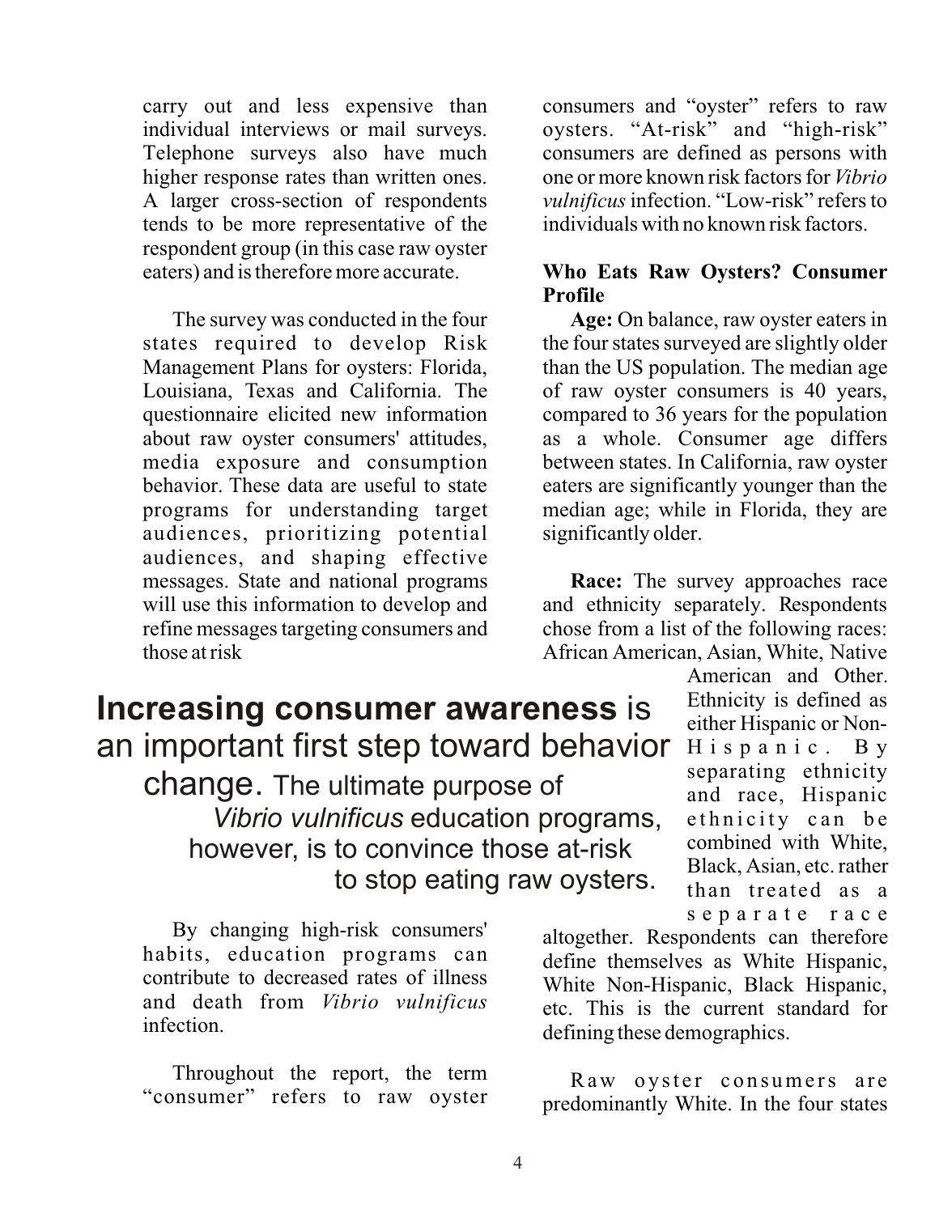carry out and less expensive than individual interviews or mail surveys. Telephone surveys also have much higher response rates than written ones. A larger cross-section of respondents tends to be more representative of the respondent group (in this case raw oyster eaters) and is therefore more accurate.

The survey was conducted in the four states required to develop Risk Management Plans for oysters: Florida, Louisiana, Texas and California. The questionnaire elicited new information about raw oyster consumers' attitudes, media exposure and consumption behavior. These data are useful to state programs for understanding target audiences, prioritizing potential audiences, and shaping effective messages. State and national programs will use this information to develop and refine messages targeting consumers and those at risk

**Increasing consumer awareness** is an important first step toward behavior change. The ultimate purpose of *Vibrio vulnificus* education programs, however, is to convince those at-risk to stop eating raw oysters.

By changing high-risk consumers' habits, education programs can contribute to decreased rates of illness and death from *Vibrio vulnificus* infection.

Throughout the report, the term "consumer" refers to raw oyster consumers and "oyster" refers to raw oysters. "At-risk" and "high-risk" consumers are defined as persons with one or more known risk factors for *Vibrio vulnificus* infection. "Low-risk" refers to individuals with no known risk factors.

**Who Eats Raw Oysters? Consumer Profile**

**Age:** On balance, raw oyster eaters in the four states surveyed are slightly older than the US population. The median age of raw oyster consumers is 40 years, compared to 36 years for the population as a whole. Consumer age differs between states. In California, raw oyster eaters are significantly younger than the median age; while in Florida, they are significantly older.

**Race:** The survey approaches race and ethnicity separately. Respondents chose from a list of the following races: African American, Asian, White, Native American and Other. Ethnicity is defined as either Hispanic or Non-Hispanic. By separating ethnicity and race, Hispanic ethnicity can be combined with White, Black, Asian, etc. rather than treated as a separate race altogether. Respondents can therefore define themselves as White Hispanic, White Non-Hispanic, Black Hispanic, etc. This is the current standard for defining these demographics.

Raw oyster consumers are predominantly White. In the four states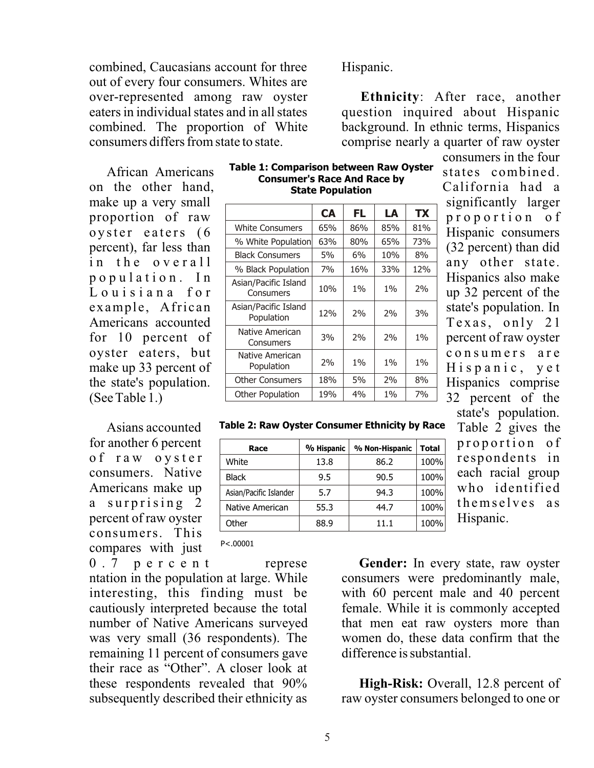combined, Caucasians account for three out of every four consumers. Whites are over-represented among raw oyster eaters in individual states and in all states combined. The proportion of White consumers differs from state to state.

African Americans on the other hand, make up a very small proportion of raw oyster eaters (6 percent), far less than in the overall population. In Louisiana for example, African Americans accounted for 10 percent of oyster eaters, but make up 33 percent of the state's population. (See Table 1.)

**Table 1: Comparison between Raw Oyster Consumer's Race And Race by State Population**

| | CA | FL | LA | TX |
|---|---|---|---|---|
| White Consumers | 65% | 86% | 85% | 81% |
| % White Population | 63% | 80% | 65% | 73% |
| Black Consumers | 5% | 6% | 10% | 8% |
| % Black Population | 7% | 16% | 33% | 12% |
| Asian/Pacific Island Consumers | 10% | 1% | 1% | 2% |
| Asian/Pacific Island Population | 12% | 2% | 2% | 3% |
| Native American Consumers | 3% | 2% | 2% | 1% |
| Native American Population | 2% | 1% | 1% | 1% |
| Other Consumers | 18% | 5% | 2% | 8% |
| Other Population | 19% | 4% | 1% | 7% |

Asians accounted for another 6 percent of raw oyster consumers. Native Americans make up a surprising 2 percent of raw oyster consumers. This compares with just 0.7 percent representation in the population at large. While interesting, this finding must be cautiously interpreted because the total number of Native Americans surveyed was very small (36 respondents). The remaining 11 percent of consumers gave their race as "Other". A closer look at these respondents revealed that 90% subsequently described their ethnicity as Hispanic.

**Ethnicity**: After race, another question inquired about Hispanic background. In ethnic terms, Hispanics comprise nearly a quarter of raw oyster consumers in the four states combined. California had a significantly larger proportion of Hispanic consumers (32 percent) than did any other state. Hispanics also make up 32 percent of the state's population. In Texas, only 21 percent of raw oyster consumers are Hispanic, yet Hispanics comprise 32 percent of the state's population. Table 2 gives the proportion of respondents in each racial group who identified themselves as Hispanic.

**Table 2: Raw Oyster Consumer Ethnicity by Race**

| Race | % Hispanic | % Non-Hispanic | Total |
|---|---|---|---|
| White | 13.8 | 86.2 | 100% |
| Black | 9.5 | 90.5 | 100% |
| Asian/Pacific Islander | 5.7 | 94.3 | 100% |
| Native American | 55.3 | 44.7 | 100% |
| Other | 88.9 | 11.1 | 100% |

$P<.00001$

**Gender:** In every state, raw oyster consumers were predominantly male, with 60 percent male and 40 percent female. While it is commonly accepted that men eat raw oysters more than women do, these data confirm that the difference is substantial.

**High-Risk:** Overall, 12.8 percent of raw oyster consumers belonged to one or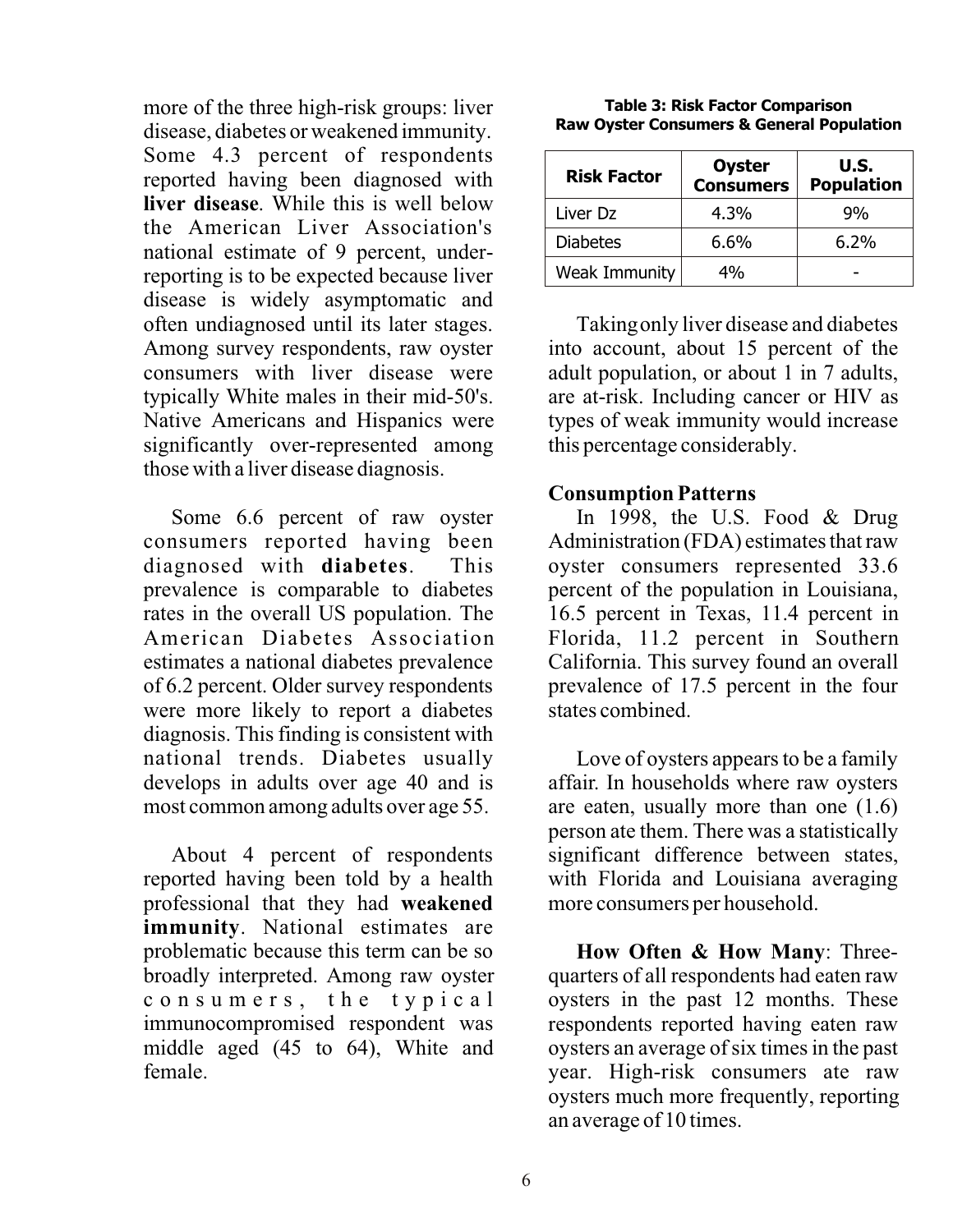more of the three high-risk groups: liver disease, diabetes or weakened immunity. Some 4.3 percent of respondents reported having been diagnosed with **liver disease**. While this is well below the American Liver Association's national estimate of 9 percent, under-reporting is to be expected because liver disease is widely asymptomatic and often undiagnosed until its later stages. Among survey respondents, raw oyster consumers with liver disease were typically White males in their mid-50's. Native Americans and Hispanics were significantly over-represented among those with a liver disease diagnosis.

Some 6.6 percent of raw oyster consumers reported having been diagnosed with **diabetes**. This prevalence is comparable to diabetes rates in the overall US population. The American Diabetes Association estimates a national diabetes prevalence of 6.2 percent. Older survey respondents were more likely to report a diabetes diagnosis. This finding is consistent with national trends. Diabetes usually develops in adults over age 40 and is most common among adults over age 55.

About 4 percent of respondents reported having been told by a health professional that they had **weakened immunity**. National estimates are problematic because this term can be so broadly interpreted. Among raw oyster consumers, the typical immunocompromised respondent was middle aged (45 to 64), White and female.

**Table 3: Risk Factor Comparison**
**Raw Oyster Consumers & General Population**

| Risk Factor | Oyster Consumers | U.S. Population |
|---|---|---|
| Liver Dz | 4.3% | 9% |
| Diabetes | 6.6% | 6.2% |
| Weak Immunity | 4% | - |

Taking only liver disease and diabetes into account, about 15 percent of the adult population, or about 1 in 7 adults, are at-risk. Including cancer or HIV as types of weak immunity would increase this percentage considerably.

### Consumption Patterns

In 1998, the U.S. Food & Drug Administration (FDA) estimates that raw oyster consumers represented 33.6 percent of the population in Louisiana, 16.5 percent in Texas, 11.4 percent in Florida, 11.2 percent in Southern California. This survey found an overall prevalence of 17.5 percent in the four states combined.

Love of oysters appears to be a family affair. In households where raw oysters are eaten, usually more than one (1.6) person ate them. There was a statistically significant difference between states, with Florida and Louisiana averaging more consumers per household.

**How Often & How Many**: Three-quarters of all respondents had eaten raw oysters in the past 12 months. These respondents reported having eaten raw oysters an average of six times in the past year. High-risk consumers ate raw oysters much more frequently, reporting an average of 10 times.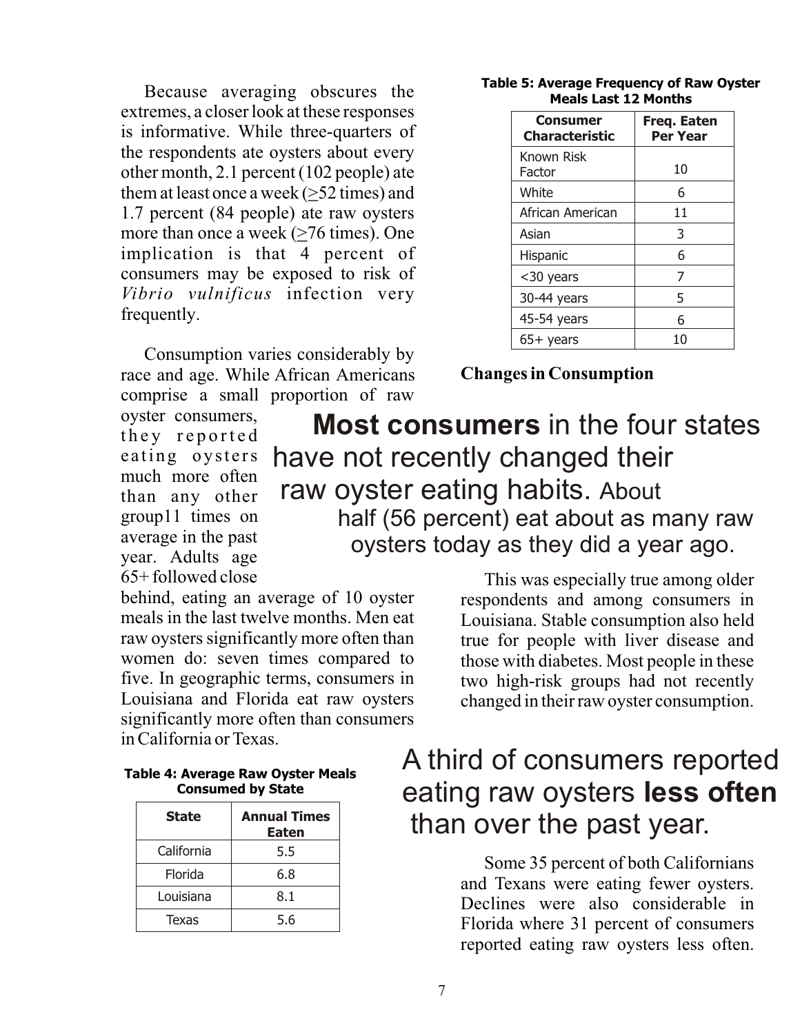Because averaging obscures the extremes, a closer look at these responses is informative. While three-quarters of the respondents ate oysters about every other month, 2.1 percent (102 people) ate them at least once a week (≥52 times) and 1.7 percent (84 people) ate raw oysters more than once a week (≥76 times). One implication is that 4 percent of consumers may be exposed to risk of *Vibrio vulnificus* infection very frequently.

Consumption varies considerably by race and age. While African Americans comprise a small proportion of raw oyster consumers, they reported eating oysters much more often than any other group11 times on average in the past year. Adults age 65+ followed close behind, eating an average of 10 oyster meals in the last twelve months. Men eat raw oysters significantly more often than women do: seven times compared to five. In geographic terms, consumers in Louisiana and Florida eat raw oysters significantly more often than consumers in California or Texas.

**Table 4: Average Raw Oyster Meals Consumed by State**

| State | Annual Times Eaten |
|---|---|
| California | 5.5 |
| Florida | 6.8 |
| Louisiana | 8.1 |
| Texas | 5.6 |

**Table 5: Average Frequency of Raw Oyster Meals Last 12 Months**

| Consumer Characteristic | Freq. Eaten Per Year |
|---|---|
| Known Risk Factor | 10 |
| White | 6 |
| African American | 11 |
| Asian | 3 |
| Hispanic | 6 |
| <30 years | 7 |
| 30-44 years | 5 |
| 45-54 years | 6 |
| 65+ years | 10 |

## Changes in Consumption

**Most consumers** in the four states have not recently changed their raw oyster eating habits. About half (56 percent) eat about as many raw oysters today as they did a year ago.

This was especially true among older respondents and among consumers in Louisiana. Stable consumption also held true for people with liver disease and those with diabetes. Most people in these two high-risk groups had not recently changed in their raw oyster consumption.

A third of consumers reported eating raw oysters **less often** than over the past year.

Some 35 percent of both Californians and Texans were eating fewer oysters. Declines were also considerable in Florida where 31 percent of consumers reported eating raw oysters less often.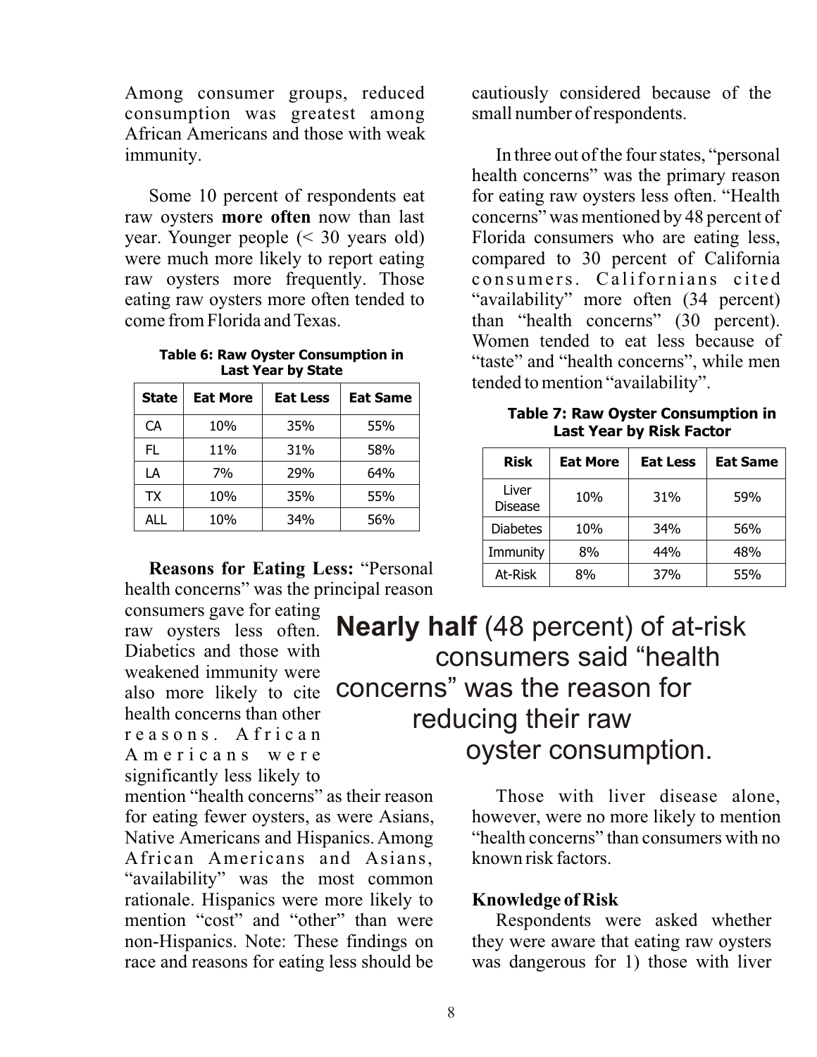Among consumer groups, reduced consumption was greatest among African Americans and those with weak immunity.

Some 10 percent of respondents eat raw oysters **more often** now than last year. Younger people (< 30 years old) were much more likely to report eating raw oysters more frequently. Those eating raw oysters more often tended to come from Florida and Texas.

**Table 6: Raw Oyster Consumption in Last Year by State**

| State | Eat More | Eat Less | Eat Same |
|---|---|---|---|
| CA | 10% | 35% | 55% |
| FL | 11% | 31% | 58% |
| LA | 7% | 29% | 64% |
| TX | 10% | 35% | 55% |
| ALL | 10% | 34% | 56% |

**Reasons for Eating Less:** "Personal health concerns" was the principal reason consumers gave for eating raw oysters less often. Diabetics and those with weakened immunity were also more likely to cite health concerns than other reasons. African Americans were significantly less likely to mention "health concerns" as their reason for eating fewer oysters, as were Asians, Native Americans and Hispanics. Among African Americans and Asians, "availability" was the most common rationale. Hispanics were more likely to mention "cost" and "other" than were non-Hispanics. Note: These findings on race and reasons for eating less should be cautiously considered because of the small number of respondents.

In three out of the four states, "personal health concerns" was the primary reason for eating raw oysters less often. "Health concerns" was mentioned by 48 percent of Florida consumers who are eating less, compared to 30 percent of California consumers. Californians cited "availability" more often (34 percent) than "health concerns" (30 percent). Women tended to eat less because of "taste" and "health concerns", while men tended to mention "availability".

**Table 7: Raw Oyster Consumption in Last Year by Risk Factor**

| Risk | Eat More | Eat Less | Eat Same |
|---|---|---|---|
| Liver Disease | 10% | 31% | 59% |
| Diabetes | 10% | 34% | 56% |
| Immunity | 8% | 44% | 48% |
| At-Risk | 8% | 37% | 55% |

**Nearly half** (48 percent) of at-risk consumers said "health concerns" was the reason for reducing their raw oyster consumption.

Those with liver disease alone, however, were no more likely to mention "health concerns" than consumers with no known risk factors.

### Knowledge of Risk

Respondents were asked whether they were aware that eating raw oysters was dangerous for 1) those with liver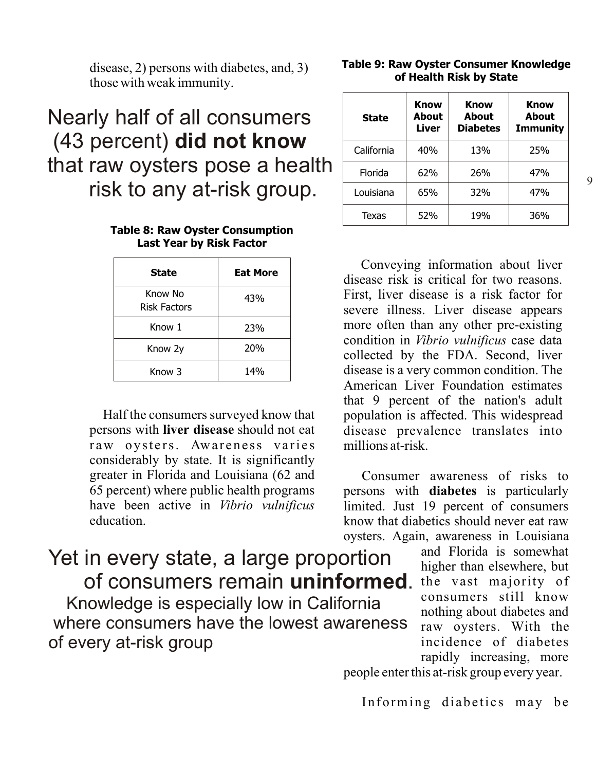disease, 2) persons with diabetes, and, 3) those with weak immunity.

Nearly half of all consumers (43 percent) **did not know** that raw oysters pose a health risk to any at-risk group.

**Table 8: Raw Oyster Consumption Last Year by Risk Factor**

| State | Eat More |
|---|---|
| Know No Risk Factors | 43% |
| Know 1 | 23% |
| Know 2y | 20% |
| Know 3 | 14% |

Half the consumers surveyed know that persons with **liver disease** should not eat raw oysters. Awareness varies considerably by state. It is significantly greater in Florida and Louisiana (62 and 65 percent) where public health programs have been active in *Vibrio vulnificus* education.

Yet in every state, a large proportion of consumers remain **uninformed**. Knowledge is especially low in California where consumers have the lowest awareness of every at-risk group

**Table 9: Raw Oyster Consumer Knowledge of Health Risk by State**

| State | Know About Liver | Know About Diabetes | Know About Immunity |
|---|---|---|---|
| California | 40% | 13% | 25% |
| Florida | 62% | 26% | 47% |
| Louisiana | 65% | 32% | 47% |
| Texas | 52% | 19% | 36% |

Conveying information about liver disease risk is critical for two reasons. First, liver disease is a risk factor for severe illness. Liver disease appears more often than any other pre-existing condition in *Vibrio vulnificus* case data collected by the FDA. Second, liver disease is a very common condition. The American Liver Foundation estimates that 9 percent of the nation's adult population is affected. This widespread disease prevalence translates into millions at-risk.

Consumer awareness of risks to persons with **diabetes** is particularly limited. Just 19 percent of consumers know that diabetics should never eat raw oysters. Again, awareness in Louisiana and Florida is somewhat higher than elsewhere, but the vast majority of consumers still know nothing about diabetes and raw oysters. With the incidence of diabetes rapidly increasing, more people enter this at-risk group every year.

Informing diabetics may be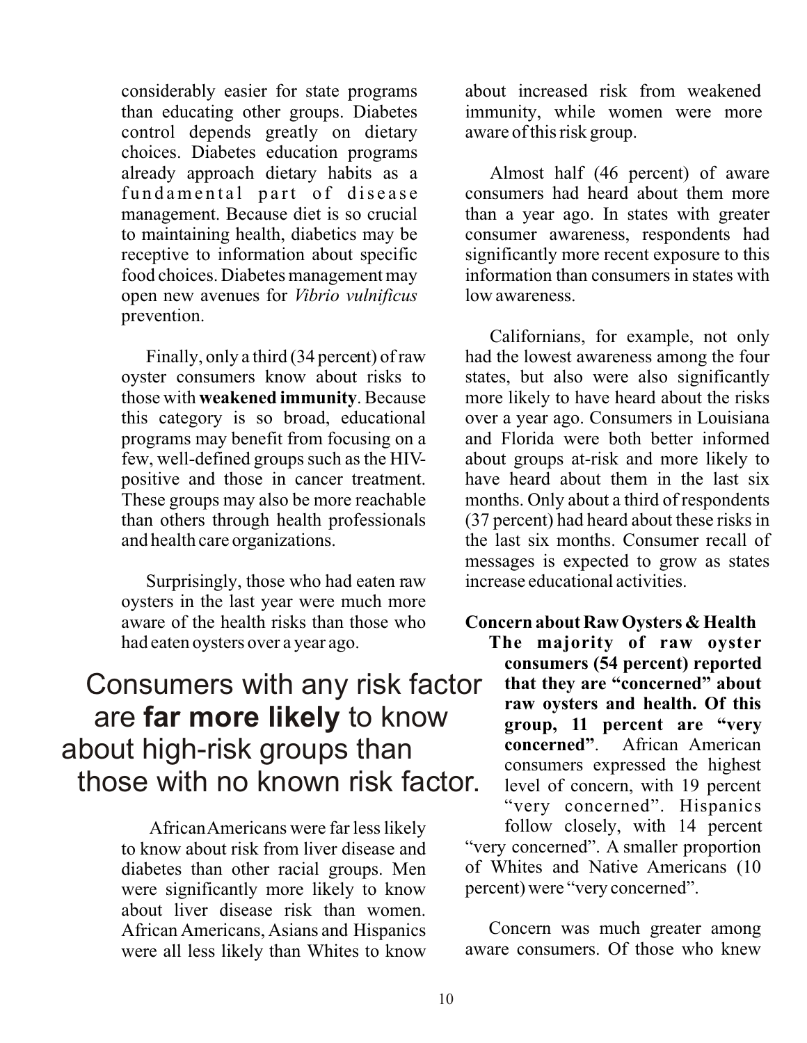considerably easier for state programs than educating other groups. Diabetes control depends greatly on dietary choices. Diabetes education programs already approach dietary habits as a fundamental part of disease management. Because diet is so crucial to maintaining health, diabetics may be receptive to information about specific food choices. Diabetes management may open new avenues for *Vibrio vulnificus* prevention.

Finally, only a third (34 percent) of raw oyster consumers know about risks to those with **weakened immunity**. Because this category is so broad, educational programs may benefit from focusing on a few, well-defined groups such as the HIV-positive and those in cancer treatment. These groups may also be more reachable than others through health professionals and health care organizations.

Surprisingly, those who had eaten raw oysters in the last year were much more aware of the health risks than those who had eaten oysters over a year ago.

> Consumers with any risk factor are **far more likely** to know about high-risk groups than those with no known risk factor.

African Americans were far less likely to know about risk from liver disease and diabetes than other racial groups. Men were significantly more likely to know about liver disease risk than women. African Americans, Asians and Hispanics were all less likely than Whites to know about increased risk from weakened immunity, while women were more aware of this risk group.

Almost half (46 percent) of aware consumers had heard about them more than a year ago. In states with greater consumer awareness, respondents had significantly more recent exposure to this information than consumers in states with low awareness.

Californians, for example, not only had the lowest awareness among the four states, but also were also significantly more likely to have heard about the risks over a year ago. Consumers in Louisiana and Florida were both better informed about groups at-risk and more likely to have heard about them in the last six months. Only about a third of respondents (37 percent) had heard about these risks in the last six months. Consumer recall of messages is expected to grow as states increase educational activities.

## Concern about Raw Oysters & Health

**The majority of raw oyster consumers (54 percent) reported that they are "concerned" about raw oysters and health. Of this group, 11 percent are "very concerned"**. African American consumers expressed the highest level of concern, with 19 percent "very concerned". Hispanics follow closely, with 14 percent "very concerned". A smaller proportion of Whites and Native Americans (10 percent) were "very concerned".

Concern was much greater among aware consumers. Of those who knew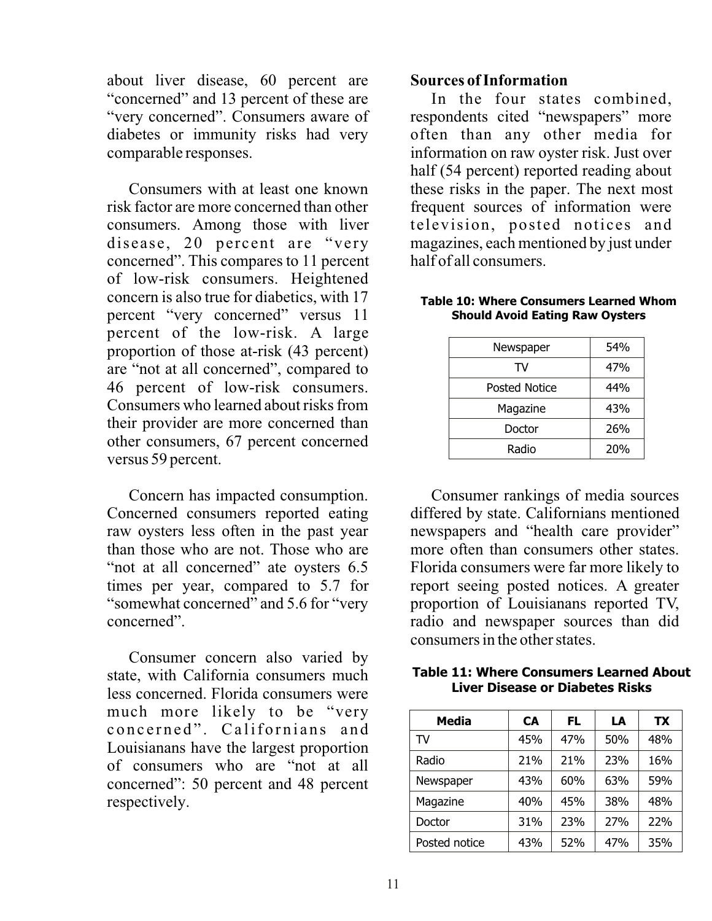about liver disease, 60 percent are "concerned" and 13 percent of these are "very concerned". Consumers aware of diabetes or immunity risks had very comparable responses.

Consumers with at least one known risk factor are more concerned than other consumers. Among those with liver disease, 20 percent are "very concerned". This compares to 11 percent of low-risk consumers. Heightened concern is also true for diabetics, with 17 percent "very concerned" versus 11 percent of the low-risk. A large proportion of those at-risk (43 percent) are "not at all concerned", compared to 46 percent of low-risk consumers. Consumers who learned about risks from their provider are more concerned than other consumers, 67 percent concerned versus 59 percent.

Concern has impacted consumption. Concerned consumers reported eating raw oysters less often in the past year than those who are not. Those who are "not at all concerned" ate oysters 6.5 times per year, compared to 5.7 for "somewhat concerned" and 5.6 for "very concerned".

Consumer concern also varied by state, with California consumers much less concerned. Florida consumers were much more likely to be "very concerned". Californians and Louisianans have the largest proportion of consumers who are "not at all concerned": 50 percent and 48 percent respectively.

## Sources of Information

In the four states combined, respondents cited "newspapers" more often than any other media for information on raw oyster risk. Just over half (54 percent) reported reading about these risks in the paper. The next most frequent sources of information were television, posted notices and magazines, each mentioned by just under half of all consumers.

**Table 10: Where Consumers Learned Whom Should Avoid Eating Raw Oysters**

| | |
|---|---|
| Newspaper | 54% |
| TV | 47% |
| Posted Notice | 44% |
| Magazine | 43% |
| Doctor | 26% |
| Radio | 20% |

Consumer rankings of media sources differed by state. Californians mentioned newspapers and "health care provider" more often than consumers other states. Florida consumers were far more likely to report seeing posted notices. A greater proportion of Louisianans reported TV, radio and newspaper sources than did consumers in the other states.

**Table 11: Where Consumers Learned About Liver Disease or Diabetes Risks**

| Media | CA | FL | LA | TX |
|---|---|---|---|---|
| TV | 45% | 47% | 50% | 48% |
| Radio | 21% | 21% | 23% | 16% |
| Newspaper | 43% | 60% | 63% | 59% |
| Magazine | 40% | 45% | 38% | 48% |
| Doctor | 31% | 23% | 27% | 22% |
| Posted notice | 43% | 52% | 47% | 35% |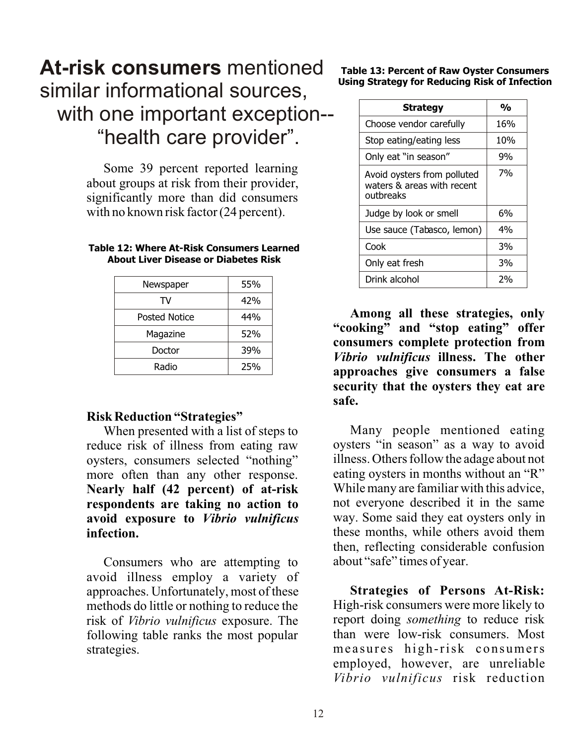# **At-risk consumers** mentioned similar informational sources, with one important exception-- "health care provider".

Some 39 percent reported learning about groups at risk from their provider, significantly more than did consumers with no known risk factor (24 percent).

**Table 12: Where At-Risk Consumers Learned About Liver Disease or Diabetes Risk**

| | |
|---|---|
| Newspaper | 55% |
| TV | 42% |
| Posted Notice | 44% |
| Magazine | 52% |
| Doctor | 39% |
| Radio | 25% |

### Risk Reduction "Strategies"

When presented with a list of steps to reduce risk of illness from eating raw oysters, consumers selected "nothing" more often than any other response. **Nearly half (42 percent) of at-risk respondents are taking no action to avoid exposure to *Vibrio vulnificus* infection.**

Consumers who are attempting to avoid illness employ a variety of approaches. Unfortunately, most of these methods do little or nothing to reduce the risk of *Vibrio vulnificus* exposure. The following table ranks the most popular strategies.

**Table 13: Percent of Raw Oyster Consumers Using Strategy for Reducing Risk of Infection**

| Strategy | % |
|---|---|
| Choose vendor carefully | 16% |
| Stop eating/eating less | 10% |
| Only eat "in season" | 9% |
| Avoid oysters from polluted waters & areas with recent outbreaks | 7% |
| Judge by look or smell | 6% |
| Use sauce (Tabasco, lemon) | 4% |
| Cook | 3% |
| Only eat fresh | 3% |
| Drink alcohol | 2% |

**Among all these strategies, only "cooking" and "stop eating" offer consumers complete protection from *Vibrio vulnificus* illness. The other approaches give consumers a false security that the oysters they eat are safe.**

Many people mentioned eating oysters "in season" as a way to avoid illness. Others follow the adage about not eating oysters in months without an "R" While many are familiar with this advice, not everyone described it in the same way. Some said they eat oysters only in these months, while others avoid them then, reflecting considerable confusion about "safe" times of year.

**Strategies of Persons At-Risk:** High-risk consumers were more likely to report doing *something* to reduce risk than were low-risk consumers. Most measures high-risk consumers employed, however, are unreliable *Vibrio vulnificus* risk reduction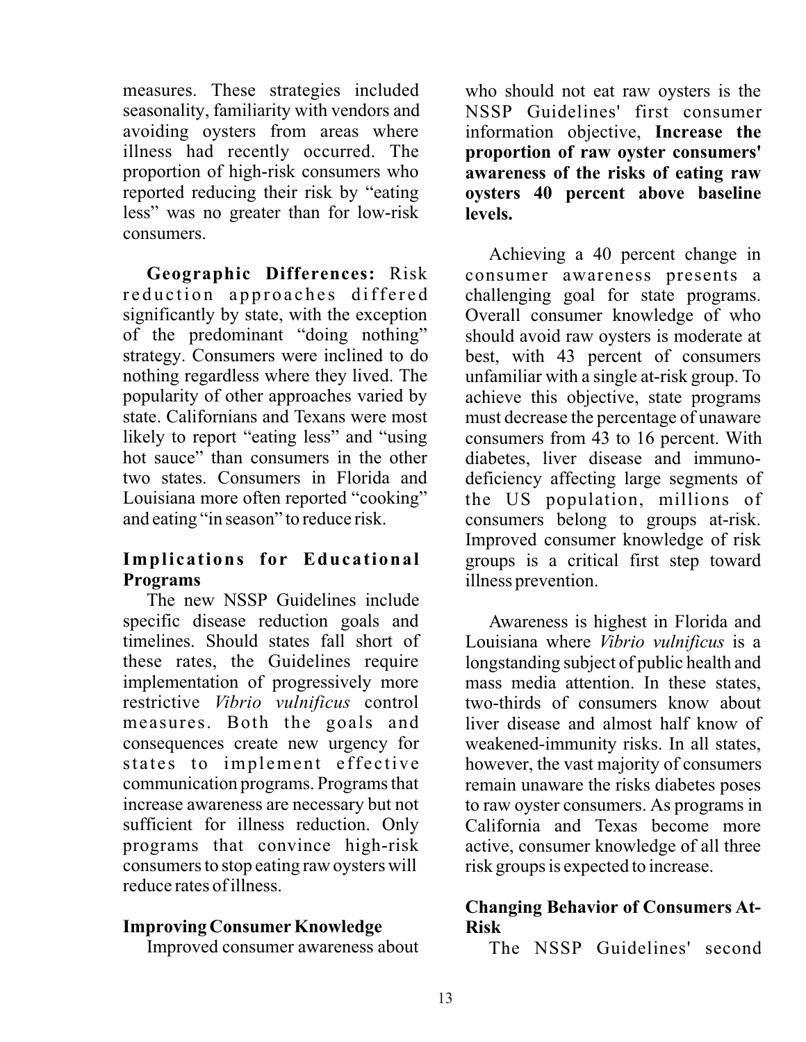measures. These strategies included seasonality, familiarity with vendors and avoiding oysters from areas where illness had recently occurred. The proportion of high-risk consumers who reported reducing their risk by "eating less" was no greater than for low-risk consumers.

**Geographic Differences:** Risk reduction approaches differed significantly by state, with the exception of the predominant "doing nothing" strategy. Consumers were inclined to do nothing regardless where they lived. The popularity of other approaches varied by state. Californians and Texans were most likely to report "eating less" and "using hot sauce" than consumers in the other two states. Consumers in Florida and Louisiana more often reported "cooking" and eating "in season" to reduce risk.

### Implications for Educational Programs

The new NSSP Guidelines include specific disease reduction goals and timelines. Should states fall short of these rates, the Guidelines require implementation of progressively more restrictive *Vibrio vulnificus* control measures. Both the goals and consequences create new urgency for states to implement effective communication programs. Programs that increase awareness are necessary but not sufficient for illness reduction. Only programs that convince high-risk consumers to stop eating raw oysters will reduce rates of illness.

### Improving Consumer Knowledge

Improved consumer awareness about who should not eat raw oysters is the NSSP Guidelines' first consumer information objective, **Increase the proportion of raw oyster consumers' awareness of the risks of eating raw oysters 40 percent above baseline levels.**

Achieving a 40 percent change in consumer awareness presents a challenging goal for state programs. Overall consumer knowledge of who should avoid raw oysters is moderate at best, with 43 percent of consumers unfamiliar with a single at-risk group. To achieve this objective, state programs must decrease the percentage of unaware consumers from 43 to 16 percent. With diabetes, liver disease and immuno-deficiency affecting large segments of the US population, millions of consumers belong to groups at-risk. Improved consumer knowledge of risk groups is a critical first step toward illness prevention.

Awareness is highest in Florida and Louisiana where *Vibrio vulnificus* is a longstanding subject of public health and mass media attention. In these states, two-thirds of consumers know about liver disease and almost half know of weakened-immunity risks. In all states, however, the vast majority of consumers remain unaware the risks diabetes poses to raw oyster consumers. As programs in California and Texas become more active, consumer knowledge of all three risk groups is expected to increase.

### Changing Behavior of Consumers At-Risk

The NSSP Guidelines' second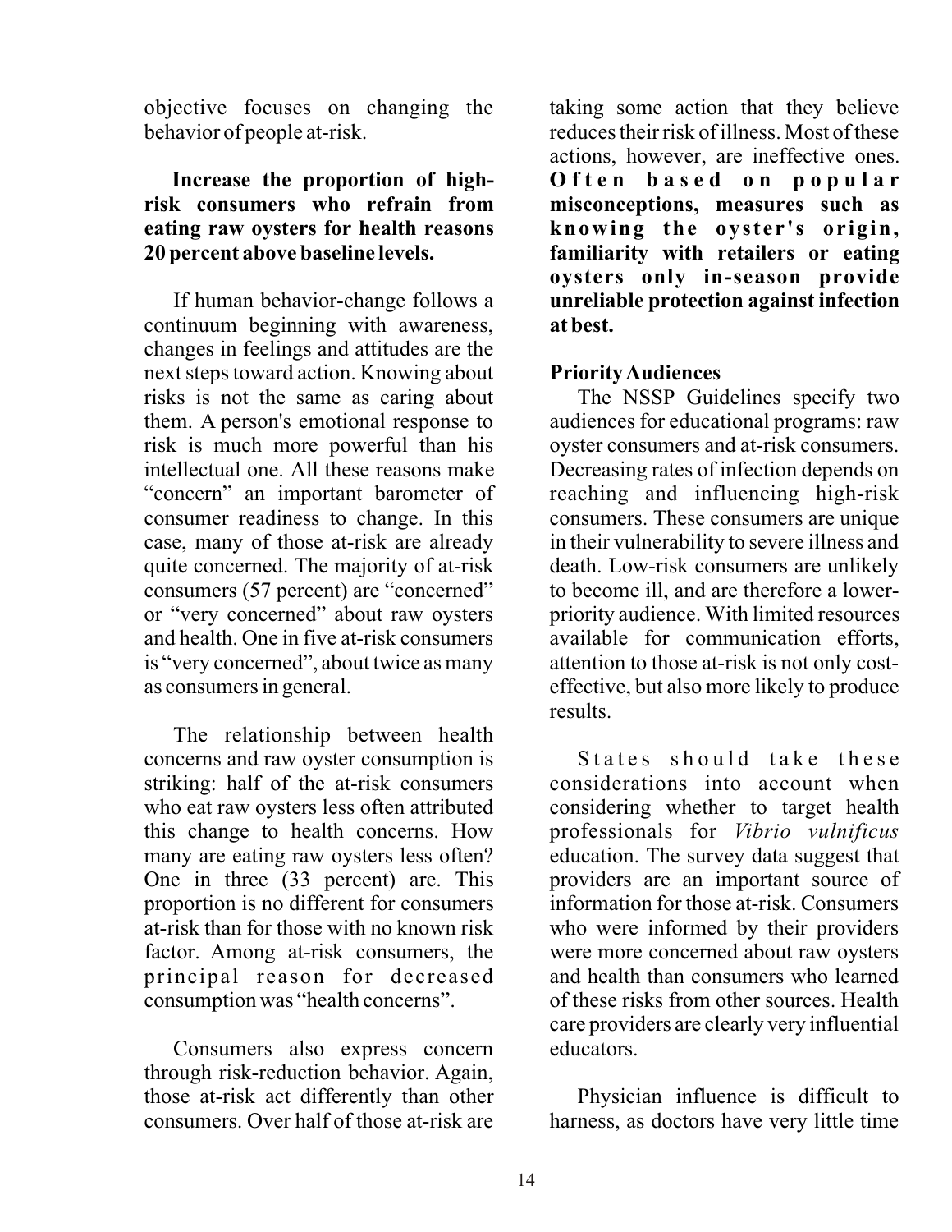objective focuses on changing the behavior of people at-risk.

**Increase the proportion of high-risk consumers who refrain from eating raw oysters for health reasons 20 percent above baseline levels.**

If human behavior-change follows a continuum beginning with awareness, changes in feelings and attitudes are the next steps toward action. Knowing about risks is not the same as caring about them. A person's emotional response to risk is much more powerful than his intellectual one. All these reasons make "concern" an important barometer of consumer readiness to change. In this case, many of those at-risk are already quite concerned. The majority of at-risk consumers (57 percent) are "concerned" or "very concerned" about raw oysters and health. One in five at-risk consumers is "very concerned", about twice as many as consumers in general.

The relationship between health concerns and raw oyster consumption is striking: half of the at-risk consumers who eat raw oysters less often attributed this change to health concerns. How many are eating raw oysters less often? One in three (33 percent) are. This proportion is no different for consumers at-risk than for those with no known risk factor. Among at-risk consumers, the principal reason for decreased consumption was "health concerns".

Consumers also express concern through risk-reduction behavior. Again, those at-risk act differently than other consumers. Over half of those at-risk are taking some action that they believe reduces their risk of illness. Most of these actions, however, are ineffective ones. **Often based on popular misconceptions, measures such as knowing the oyster's origin, familiarity with retailers or eating oysters only in-season provide unreliable protection against infection at best.**

**Priority Audiences**

The NSSP Guidelines specify two audiences for educational programs: raw oyster consumers and at-risk consumers. Decreasing rates of infection depends on reaching and influencing high-risk consumers. These consumers are unique in their vulnerability to severe illness and death. Low-risk consumers are unlikely to become ill, and are therefore a lower-priority audience. With limited resources available for communication efforts, attention to those at-risk is not only cost-effective, but also more likely to produce results.

States should take these considerations into account when considering whether to target health professionals for *Vibrio vulnificus* education. The survey data suggest that providers are an important source of information for those at-risk. Consumers who were informed by their providers were more concerned about raw oysters and health than consumers who learned of these risks from other sources. Health care providers are clearly very influential educators.

Physician influence is difficult to harness, as doctors have very little time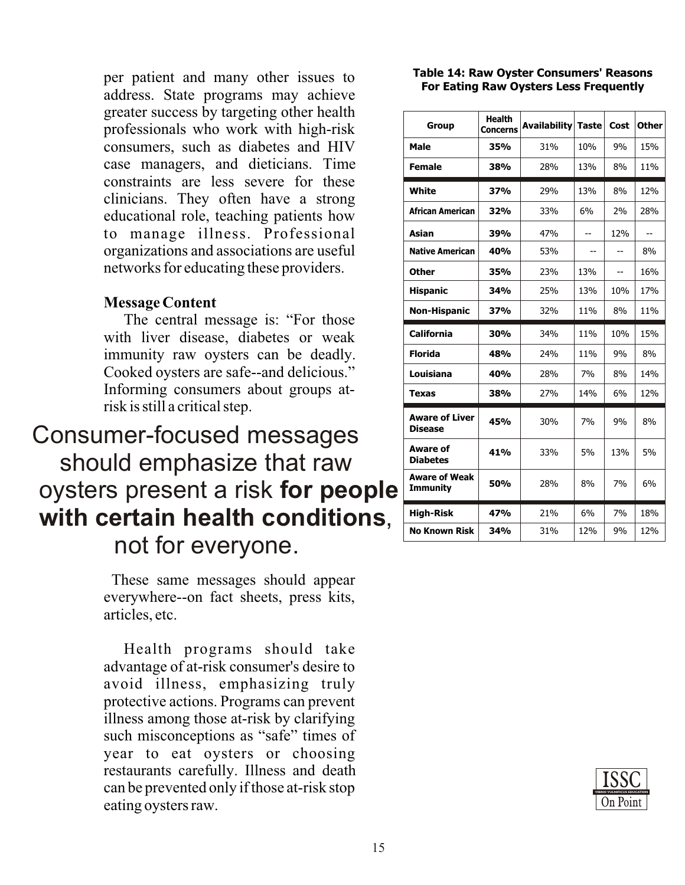per patient and many other issues to address. State programs may achieve greater success by targeting other health professionals who work with high-risk consumers, such as diabetes and HIV case managers, and dieticians. Time constraints are less severe for these clinicians. They often have a strong educational role, teaching patients how to manage illness. Professional organizations and associations are useful networks for educating these providers.

**Message Content**

The central message is: "For those with liver disease, diabetes or weak immunity raw oysters can be deadly. Cooked oysters are safe--and delicious." Informing consumers about groups at-risk is still a critical step.

Consumer-focused messages should emphasize that raw oysters present a risk **for people with certain health conditions**, not for everyone.

These same messages should appear everywhere--on fact sheets, press kits, articles, etc.

Health programs should take advantage of at-risk consumer's desire to avoid illness, emphasizing truly protective actions. Programs can prevent illness among those at-risk by clarifying such misconceptions as "safe" times of year to eat oysters or choosing restaurants carefully. Illness and death can be prevented only if those at-risk stop eating oysters raw.

**Table 14: Raw Oyster Consumers' Reasons For Eating Raw Oysters Less Frequently**

| Group | Health Concerns | Availability | Taste | Cost | Other |
|---|---|---|---|---|---|
| Male | **35%** | 31% | 10% | 9% | 15% |
| Female | **38%** | 28% | 13% | 8% | 11% |
| White | **37%** | 29% | 13% | 8% | 12% |
| African American | **32%** | 33% | 6% | 2% | 28% |
| Asian | **39%** | 47% | -- | 12% | -- |
| Native American | **40%** | 53% | -- | -- | 8% |
| Other | **35%** | 23% | 13% | -- | 16% |
| Hispanic | **34%** | 25% | 13% | 10% | 17% |
| Non-Hispanic | **37%** | 32% | 11% | 8% | 11% |
| California | **30%** | 34% | 11% | 10% | 15% |
| Florida | **48%** | 24% | 11% | 9% | 8% |
| Louisiana | **40%** | 28% | 7% | 8% | 14% |
| Texas | **38%** | 27% | 14% | 6% | 12% |
| Aware of Liver Disease | **45%** | 30% | 7% | 9% | 8% |
| Aware of Diabetes | **41%** | 33% | 5% | 13% | 5% |
| Aware of Weak Immunity | **50%** | 28% | 8% | 7% | 6% |
| High-Risk | **47%** | 21% | 6% | 7% | 18% |
| No Known Risk | **34%** | 31% | 12% | 9% | 12% |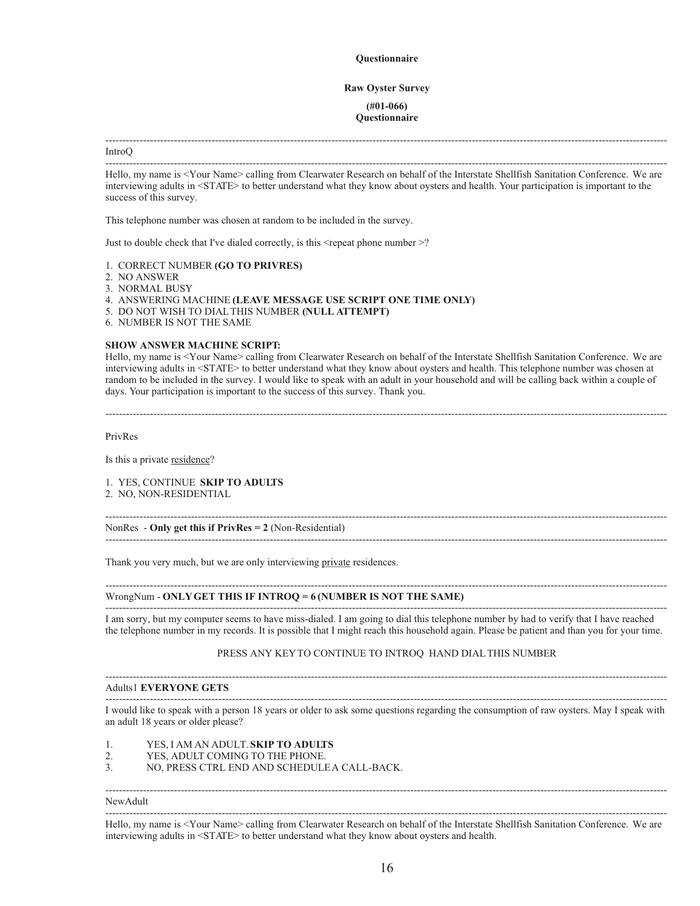**Questionnaire**

**Raw Oyster Survey**

**(#01-066)**
**Questionnaire**

---

IntroQ

---

Hello, my name is <Your Name> calling from Clearwater Research on behalf of the Interstate Shellfish Sanitation Conference. We are interviewing adults in <STATE> to better understand what they know about oysters and health. Your participation is important to the success of this survey.

This telephone number was chosen at random to be included in the survey.

Just to double check that I've dialed correctly, is this <repeat phone number >?

1. CORRECT NUMBER **(GO TO PRIVRES)**
2. NO ANSWER
3. NORMAL BUSY
4. ANSWERING MACHINE **(LEAVE MESSAGE USE SCRIPT ONE TIME ONLY)**
5. DO NOT WISH TO DIAL THIS NUMBER **(NULL ATTEMPT)**
6. NUMBER IS NOT THE SAME

**SHOW ANSWER MACHINE SCRIPT:**
Hello, my name is <Your Name> calling from Clearwater Research on behalf of the Interstate Shellfish Sanitation Conference. We are interviewing adults in <STATE> to better understand what they know about oysters and health. This telephone number was chosen at random to be included in the survey. I would like to speak with an adult in your household and will be calling back within a couple of days. Your participation is important to the success of this survey. Thank you.

---

PrivRes

Is this a private <u>residence</u>?

1. YES, CONTINUE **SKIP TO ADULTS**
2. NO, NON-RESIDENTIAL

---

NonRes - **Only get this if PrivRes = 2** (Non-Residential)

---

Thank you very much, but we are only interviewing <u>private</u> residences.

---

WrongNum - **ONLY GET THIS IF INTROQ = 6 (NUMBER IS NOT THE SAME)**

---

I am sorry, but my computer seems to have miss-dialed. I am going to dial this telephone number by had to verify that I have reached the telephone number in my records. It is possible that I might reach this household again. Please be patient and than you for your time.

PRESS ANY KEY TO CONTINUE TO INTROQ HAND DIAL THIS NUMBER

---

Adults1 **EVERYONE GETS**

---

I would like to speak with a person 18 years or older to ask some questions regarding the consumption of raw oysters. May I speak with an adult 18 years or older please?

1. YES, I AM AN ADULT. **SKIP TO ADULTS**
2. YES, ADULT COMING TO THE PHONE.
3. NO, PRESS CTRL END AND SCHEDULE A CALL-BACK.

---

NewAdult

---

Hello, my name is <Your Name> calling from Clearwater Research on behalf of the Interstate Shellfish Sanitation Conference. We are interviewing adults in <STATE> to better understand what they know about oysters and health.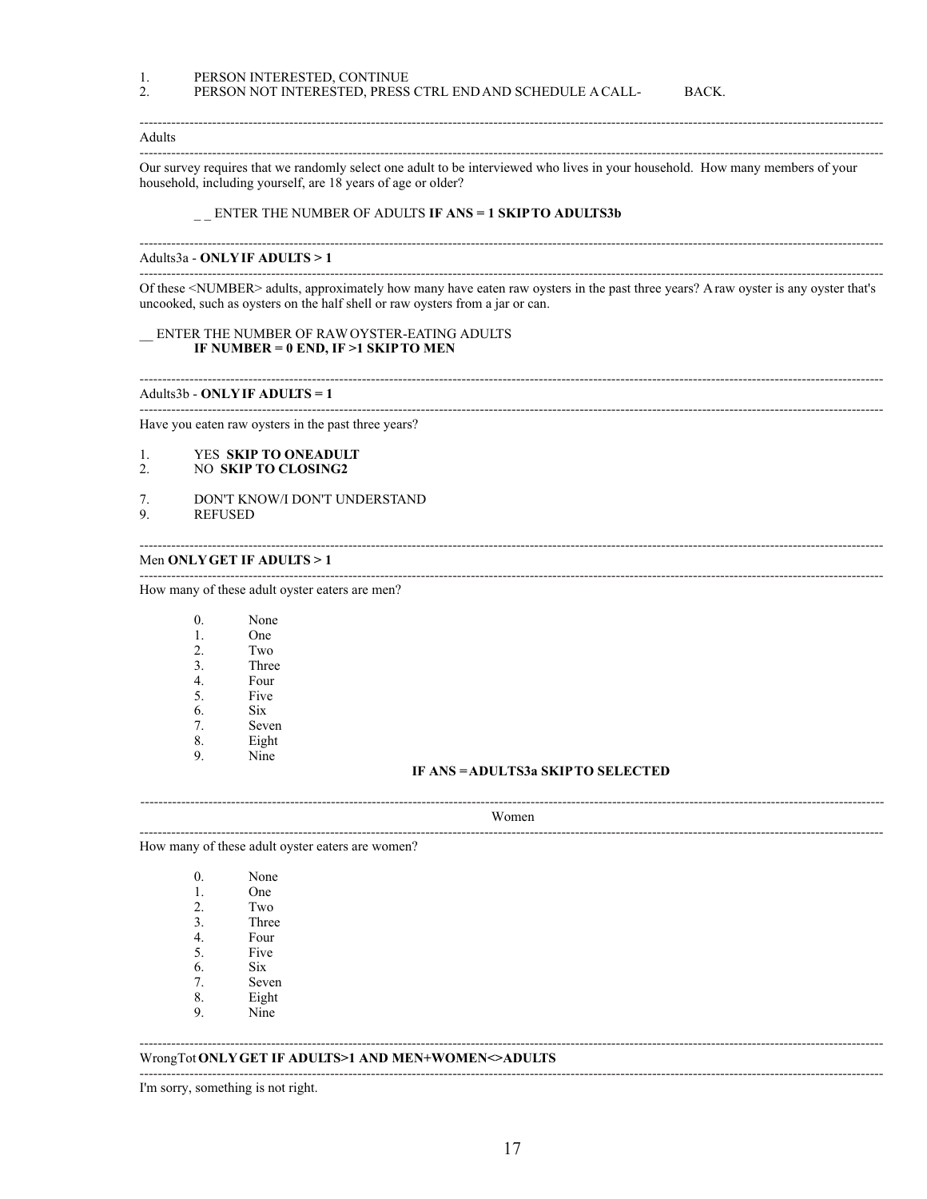1. PERSON INTERESTED, CONTINUE
2. PERSON NOT INTERESTED, PRESS CTRL END AND SCHEDULE A CALL- BACK.

---

Adults

---

Our survey requires that we randomly select one adult to be interviewed who lives in your household. How many members of your household, including yourself, are 18 years of age or older?

_ _ ENTER THE NUMBER OF ADULTS **IF ANS = 1 SKIP TO ADULTS3b**

---

Adults3a - **ONLY IF ADULTS > 1**

---

Of these <NUMBER> adults, approximately how many have eaten raw oysters in the past three years? A raw oyster is any oyster that's uncooked, such as oysters on the half shell or raw oysters from a jar or can.

__ ENTER THE NUMBER OF RAW OYSTER-EATING ADULTS
**IF NUMBER = 0 END, IF >1 SKIP TO MEN**

---

Adults3b - **ONLY IF ADULTS = 1**

---

Have you eaten raw oysters in the past three years?

1. YES **SKIP TO ONEADULT**
2. NO **SKIP TO CLOSING2**

7. DON'T KNOW/I DON'T UNDERSTAND
9. REFUSED

---

Men **ONLY GET IF ADULTS > 1**

---

How many of these adult oyster eaters are men?

0. None
1. One
2. Two
3. Three
4. Four
5. Five
6. Six
7. Seven
8. Eight
9. Nine

**IF ANS = ADULTS3a SKIP TO SELECTED**

---

Women

---

How many of these adult oyster eaters are women?

0. None
1. One
2. Two
3. Three
4. Four
5. Five
6. Six
7. Seven
8. Eight
9. Nine

---

WrongTot **ONLY GET IF ADULTS>1 AND MEN+WOMEN<>ADULTS**

---

I'm sorry, something is not right.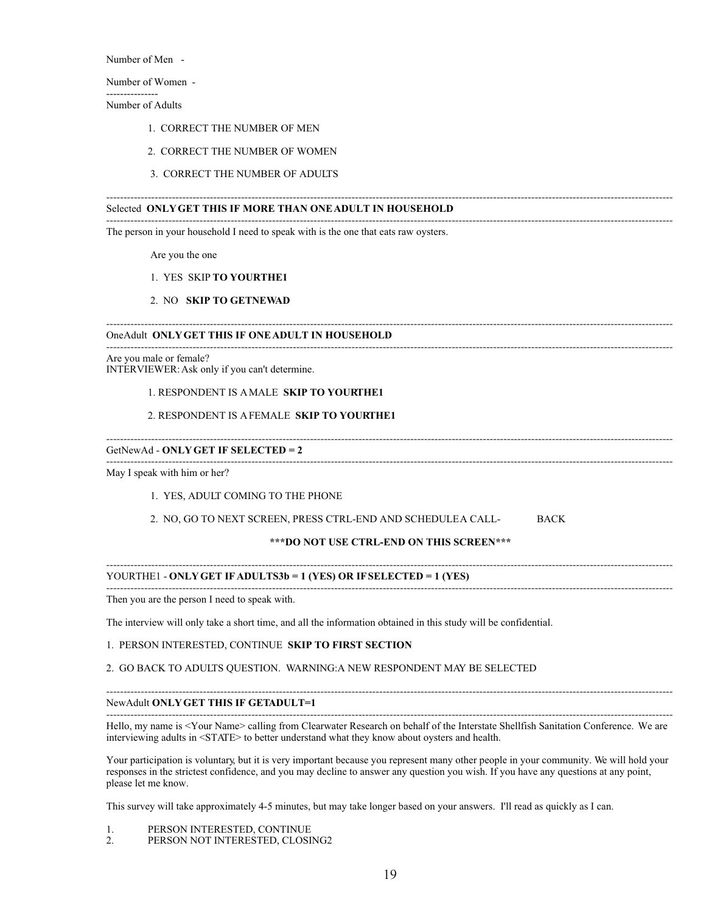Number of Men -

Number of Women -

---------------

Number of Adults

1. CORRECT THE NUMBER OF MEN

2. CORRECT THE NUMBER OF WOMEN

3. CORRECT THE NUMBER OF ADULTS

---

Selected **ONLY GET THIS IF MORE THAN ONE ADULT IN HOUSEHOLD**

---

The person in your household I need to speak with is the one that eats raw oysters.

Are you the one

1. YES SKIP **TO YOURTHE1**

2. NO **SKIP TO GETNEWAD**

---

OneAdult **ONLY GET THIS IF ONE ADULT IN HOUSEHOLD**

---

Are you male or female?
INTERVIEWER: Ask only if you can't determine.

1. RESPONDENT IS A MALE **SKIP TO YOURTHE1**

2. RESPONDENT IS A FEMALE **SKIP TO YOURTHE1**

---

GetNewAd - **ONLY GET IF SELECTED = 2**

---

May I speak with him or her?

1. YES, ADULT COMING TO THE PHONE

2. NO, GO TO NEXT SCREEN, PRESS CTRL-END AND SCHEDULE A CALL- BACK

**\*\*\*DO NOT USE CTRL-END ON THIS SCREEN\*\*\***

---

YOURTHE1 - **ONLY GET IF ADULTS3b = 1 (YES) OR IF SELECTED = 1 (YES)**

---

Then you are the person I need to speak with.

The interview will only take a short time, and all the information obtained in this study will be confidential.

1. PERSON INTERESTED, CONTINUE **SKIP TO FIRST SECTION**

2. GO BACK TO ADULTS QUESTION. WARNING: A NEW RESPONDENT MAY BE SELECTED

---

NewAdult **ONLY GET THIS IF GETADULT=1**

---

Hello, my name is <Your Name> calling from Clearwater Research on behalf of the Interstate Shellfish Sanitation Conference. We are interviewing adults in <STATE> to better understand what they know about oysters and health.

Your participation is voluntary, but it is very important because you represent many other people in your community. We will hold your responses in the strictest confidence, and you may decline to answer any question you wish. If you have any questions at any point, please let me know.

This survey will take approximately 4-5 minutes, but may take longer based on your answers. I'll read as quickly as I can.

1. PERSON INTERESTED, CONTINUE
2. PERSON NOT INTERESTED, CLOSING2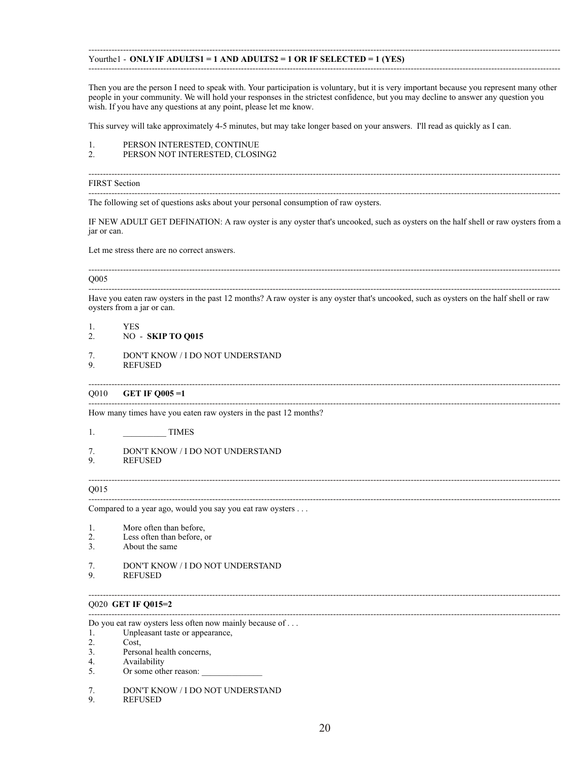---

Yourthe1 - **ONLY IF ADULTS1 = 1 AND ADULTS2 = 1 OR IF SELECTED = 1 (YES)**

---

Then you are the person I need to speak with. Your participation is voluntary, but it is very important because you represent many other people in your community. We will hold your responses in the strictest confidence, but you may decline to answer any question you wish. If you have any questions at any point, please let me know.

This survey will take approximately 4-5 minutes, but may take longer based on your answers. I'll read as quickly as I can.

1. PERSON INTERESTED, CONTINUE
2. PERSON NOT INTERESTED, CLOSING2

---

FIRST Section

---

The following set of questions asks about your personal consumption of raw oysters.

IF NEW ADULT GET DEFINATION: A raw oyster is any oyster that's uncooked, such as oysters on the half shell or raw oysters from a jar or can.

Let me stress there are no correct answers.

---

Q005

---

Have you eaten raw oysters in the past 12 months? A raw oyster is any oyster that's uncooked, such as oysters on the half shell or raw oysters from a jar or can.

1. YES
2. NO - **SKIP TO Q015**

7. DON'T KNOW / I DO NOT UNDERSTAND
9. REFUSED

---

Q010 **GET IF Q005 =1**

---

How many times have you eaten raw oysters in the past 12 months?

1. __________ TIMES

7. DON'T KNOW / I DO NOT UNDERSTAND
9. REFUSED

---

Q015

---

Compared to a year ago, would you say you eat raw oysters . . .

1. More often than before,
2. Less often than before, or
3. About the same

7. DON'T KNOW / I DO NOT UNDERSTAND
9. REFUSED

---

Q020 **GET IF Q015=2**

---

Do you eat raw oysters less often now mainly because of . . .

1. Unpleasant taste or appearance,
2. Cost,
3. Personal health concerns,
4. Availability
5. Or some other reason: ______________

7. DON'T KNOW / I DO NOT UNDERSTAND
9. REFUSED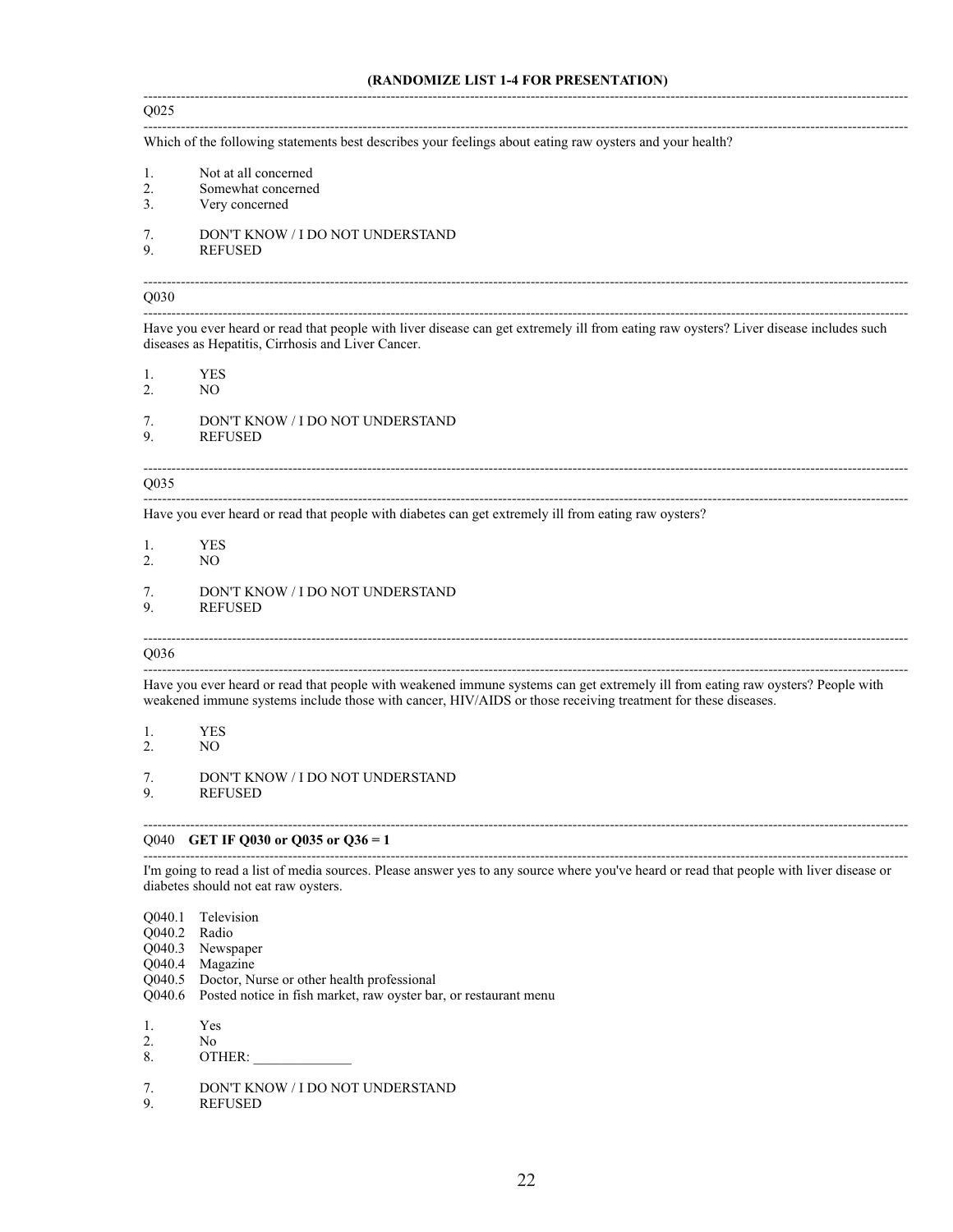**(RANDOMIZE LIST 1-4 FOR PRESENTATION)**

---

Q025

---

Which of the following statements best describes your feelings about eating raw oysters and your health?

1. Not at all concerned
2. Somewhat concerned
3. Very concerned

7. DON'T KNOW / I DO NOT UNDERSTAND
9. REFUSED

---

Q030

---

Have you ever heard or read that people with liver disease can get extremely ill from eating raw oysters? Liver disease includes such diseases as Hepatitis, Cirrhosis and Liver Cancer.

1. YES
2. NO

7. DON'T KNOW / I DO NOT UNDERSTAND
9. REFUSED

---

Q035

---

Have you ever heard or read that people with diabetes can get extremely ill from eating raw oysters?

1. YES
2. NO

7. DON'T KNOW / I DO NOT UNDERSTAND
9. REFUSED

---

Q036

---

Have you ever heard or read that people with weakened immune systems can get extremely ill from eating raw oysters? People with weakened immune systems include those with cancer, HIV/AIDS or those receiving treatment for these diseases.

1. YES
2. NO

7. DON'T KNOW / I DO NOT UNDERSTAND
9. REFUSED

---

Q040 **GET IF Q030 or Q035 or Q36 = 1**

---

I'm going to read a list of media sources. Please answer yes to any source where you've heard or read that people with liver disease or diabetes should not eat raw oysters.

Q040.1 Television
Q040.2 Radio
Q040.3 Newspaper
Q040.4 Magazine
Q040.5 Doctor, Nurse or other health professional
Q040.6 Posted notice in fish market, raw oyster bar, or restaurant menu

1. Yes
2. No
8. OTHER: ______________

7. DON'T KNOW / I DO NOT UNDERSTAND
9. REFUSED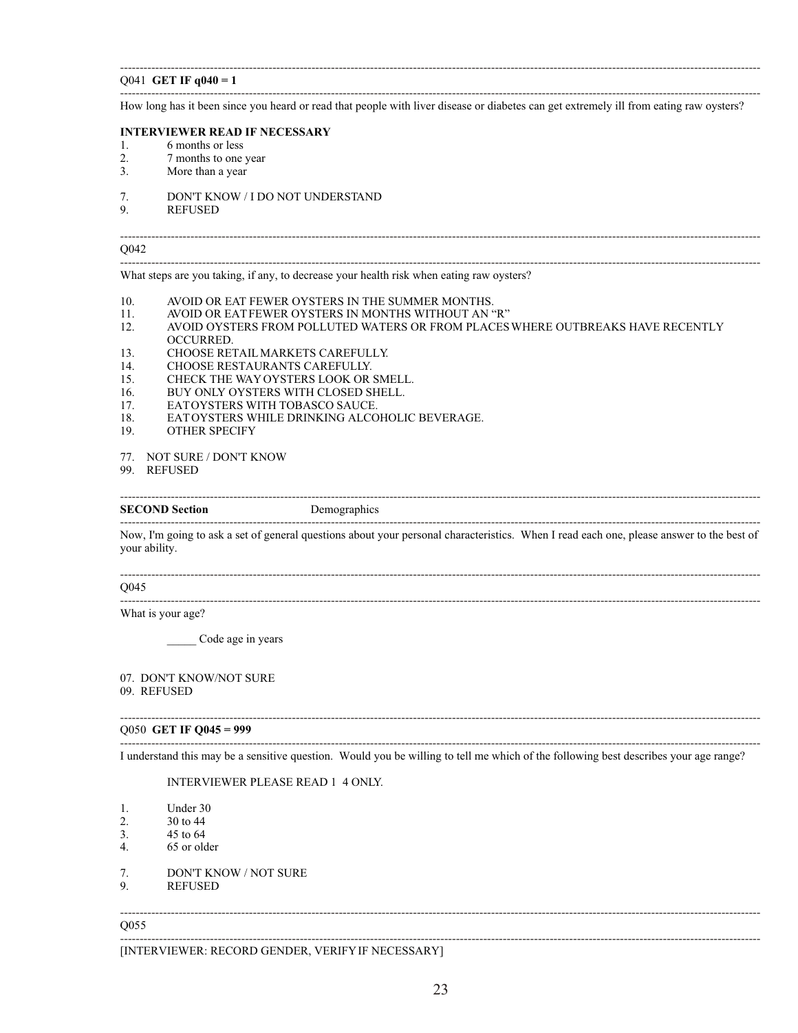---

Q041 **GET IF q040 = 1**

---

How long has it been since you heard or read that people with liver disease or diabetes can get extremely ill from eating raw oysters?

**INTERVIEWER READ IF NECESSARY**

1. 6 months or less
2. 7 months to one year
3. More than a year

7. DON'T KNOW / I DO NOT UNDERSTAND
9. REFUSED

---

Q042

---

What steps are you taking, if any, to decrease your health risk when eating raw oysters?

10. AVOID OR EAT FEWER OYSTERS IN THE SUMMER MONTHS.
11. AVOID OR EAT FEWER OYSTERS IN MONTHS WITHOUT AN "R"
12. AVOID OYSTERS FROM POLLUTED WATERS OR FROM PLACES WHERE OUTBREAKS HAVE RECENTLY OCCURRED.
13. CHOOSE RETAIL MARKETS CAREFULLY.
14. CHOOSE RESTAURANTS CAREFULLY.
15. CHECK THE WAY OYSTERS LOOK OR SMELL.
16. BUY ONLY OYSTERS WITH CLOSED SHELL.
17. EAT OYSTERS WITH TOBASCO SAUCE.
18. EAT OYSTERS WHILE DRINKING ALCOHOLIC BEVERAGE.
19. OTHER SPECIFY

77. NOT SURE / DON'T KNOW
99. REFUSED

---

**SECOND Section** Demographics

---

Now, I'm going to ask a set of general questions about your personal characteristics. When I read each one, please answer to the best of your ability.

---

Q045

---

What is your age?

_____ Code age in years

07. DON'T KNOW/NOT SURE
09. REFUSED

---

Q050 **GET IF Q045 = 999**

---

I understand this may be a sensitive question. Would you be willing to tell me which of the following best describes your age range?

INTERVIEWER PLEASE READ 1 4 ONLY.

1. Under 30
2. 30 to 44
3. 45 to 64
4. 65 or older

7. DON'T KNOW / NOT SURE
9. REFUSED

---

Q055

---

[INTERVIEWER: RECORD GENDER, VERIFY IF NECESSARY]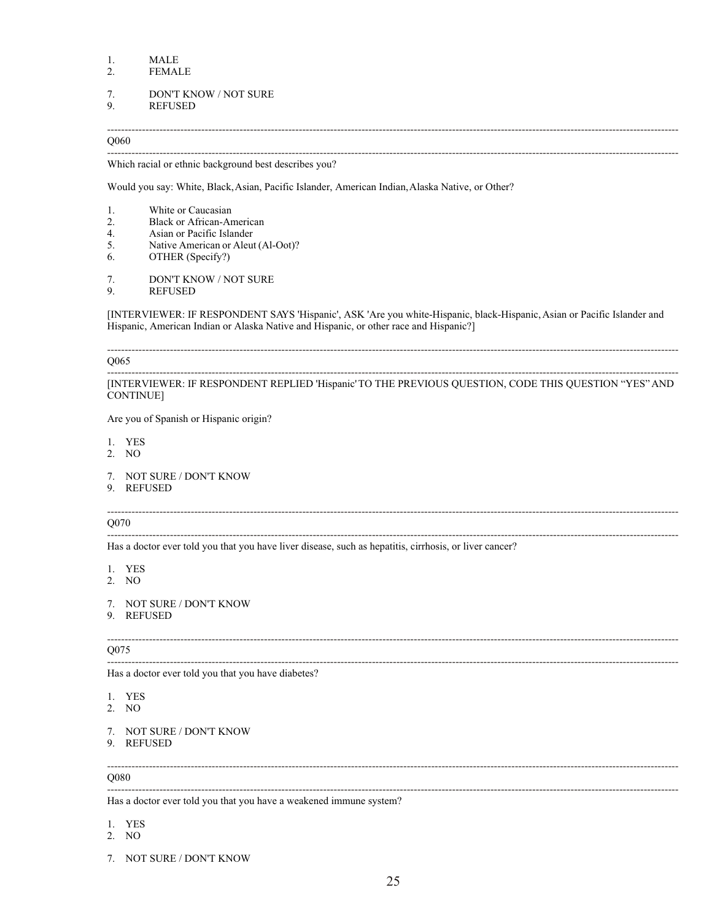1. MALE
2. FEMALE

7. DON'T KNOW / NOT SURE
9. REFUSED

---

Q060

---

Which racial or ethnic background best describes you?

Would you say: White, Black, Asian, Pacific Islander, American Indian, Alaska Native, or Other?

1. White or Caucasian
2. Black or African-American
4. Asian or Pacific Islander
5. Native American or Aleut (Al-Oot)?
6. OTHER (Specify?)

7. DON'T KNOW / NOT SURE
9. REFUSED

[INTERVIEWER: IF RESPONDENT SAYS 'Hispanic', ASK 'Are you white-Hispanic, black-Hispanic, Asian or Pacific Islander and Hispanic, American Indian or Alaska Native and Hispanic, or other race and Hispanic?]

---

Q065

---

[INTERVIEWER: IF RESPONDENT REPLIED 'Hispanic' TO THE PREVIOUS QUESTION, CODE THIS QUESTION "YES" AND CONTINUE]

Are you of Spanish or Hispanic origin?

1. YES
2. NO

7. NOT SURE / DON'T KNOW
9. REFUSED

---

Q070

---

Has a doctor ever told you that you have liver disease, such as hepatitis, cirrhosis, or liver cancer?

1. YES
2. NO

7. NOT SURE / DON'T KNOW
9. REFUSED

---

Q075

---

Has a doctor ever told you that you have diabetes?

1. YES
2. NO

7. NOT SURE / DON'T KNOW
9. REFUSED

---

Q080

---

Has a doctor ever told you that you have a weakened immune system?

1. YES
2. NO

7. NOT SURE / DON'T KNOW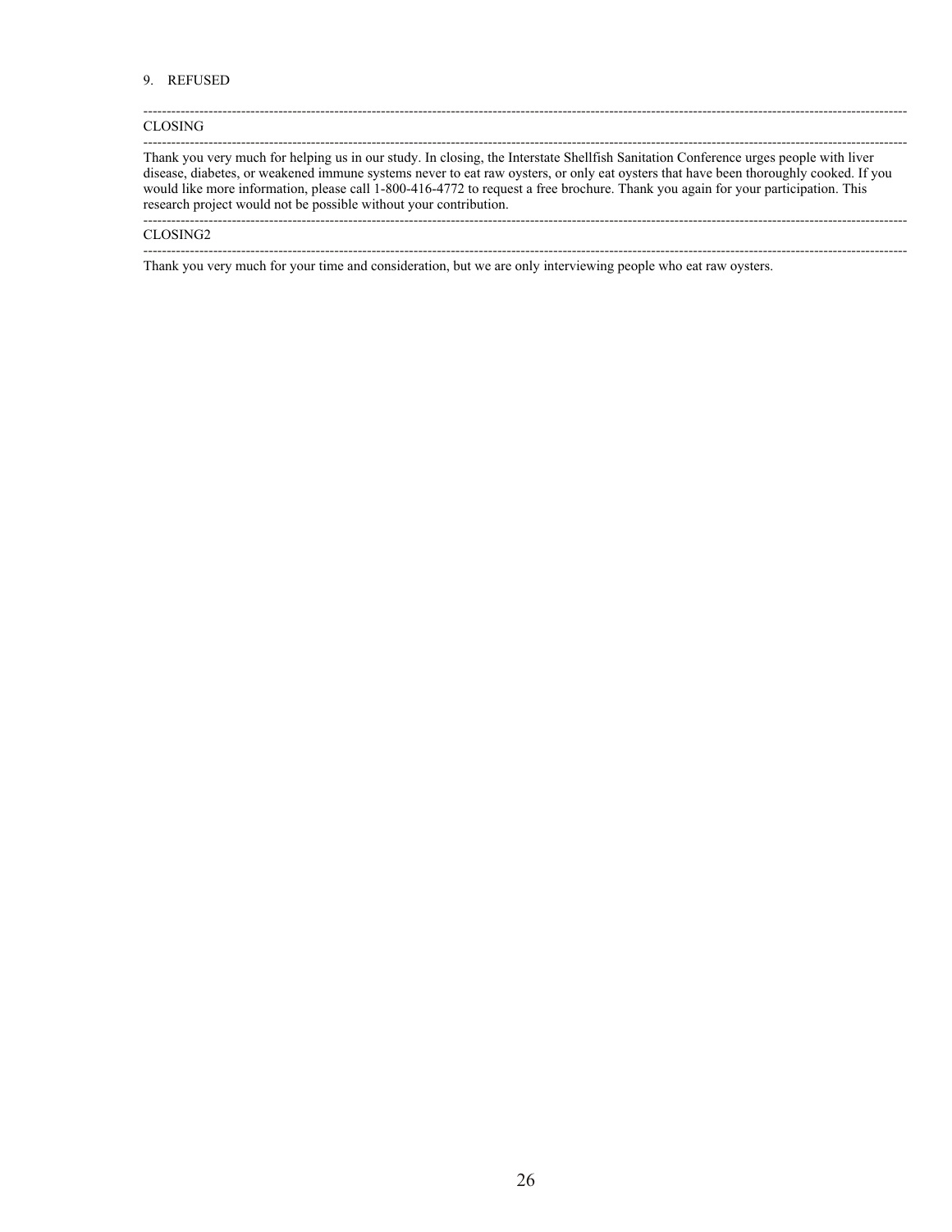9. REFUSED

---

CLOSING

---

Thank you very much for helping us in our study. In closing, the Interstate Shellfish Sanitation Conference urges people with liver disease, diabetes, or weakened immune systems never to eat raw oysters, or only eat oysters that have been thoroughly cooked. If you would like more information, please call 1-800-416-4772 to request a free brochure. Thank you again for your participation. This research project would not be possible without your contribution.

---

CLOSING2

---

Thank you very much for your time and consideration, but we are only interviewing people who eat raw oysters.